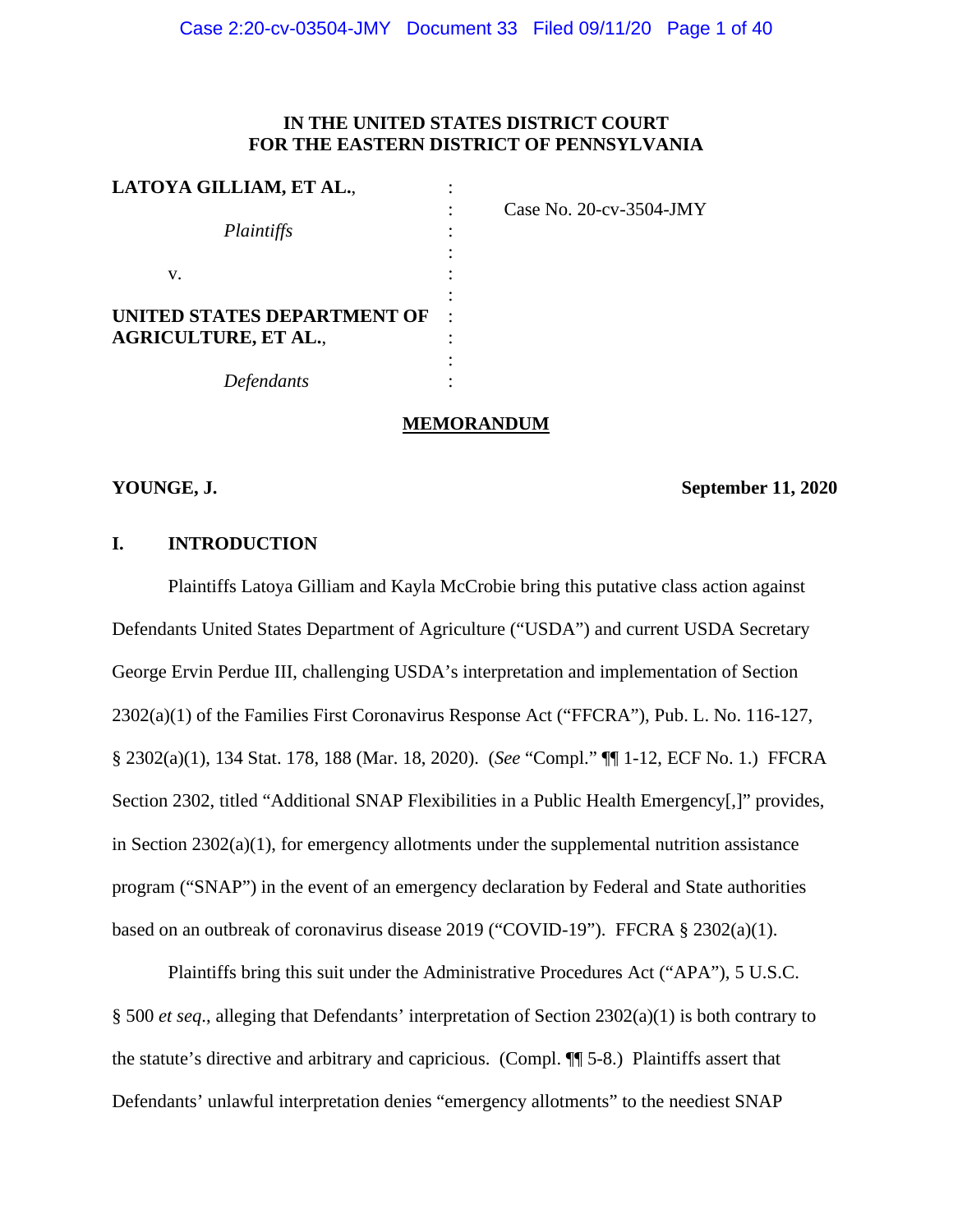**IN THE UNITED STATES DISTRICT COURT**
**FOR THE EASTERN DISTRICT OF PENNSYLVANIA**

| | | |
|---|---|---|
| **LATOYA GILLIAM, ET AL.**, | : | Case No. 20-cv-3504-JMY |
| *Plaintiffs* | : | |
| v. | : | |
| **UNITED STATES DEPARTMENT OF AGRICULTURE, ET AL.**, | : | |
| *Defendants* | : | |

## MEMORANDUM

**YOUNGE, J.** **September 11, 2020**

## I. INTRODUCTION

Plaintiffs Latoya Gilliam and Kayla McCrobie bring this putative class action against Defendants United States Department of Agriculture ("USDA") and current USDA Secretary George Ervin Perdue III, challenging USDA's interpretation and implementation of Section 2302(a)(1) of the Families First Coronavirus Response Act ("FFCRA"), Pub. L. No. 116-127, § 2302(a)(1), 134 Stat. 178, 188 (Mar. 18, 2020). (*See* "Compl." ¶¶ 1-12, ECF No. 1.) FFCRA Section 2302, titled "Additional SNAP Flexibilities in a Public Health Emergency[,]" provides, in Section 2302(a)(1), for emergency allotments under the supplemental nutrition assistance program ("SNAP") in the event of an emergency declaration by Federal and State authorities based on an outbreak of coronavirus disease 2019 ("COVID-19"). FFCRA § 2302(a)(1).

Plaintiffs bring this suit under the Administrative Procedures Act ("APA"), 5 U.S.C. § 500 *et seq*., alleging that Defendants' interpretation of Section 2302(a)(1) is both contrary to the statute's directive and arbitrary and capricious. (Compl. ¶¶ 5-8.) Plaintiffs assert that Defendants' unlawful interpretation denies "emergency allotments" to the neediest SNAP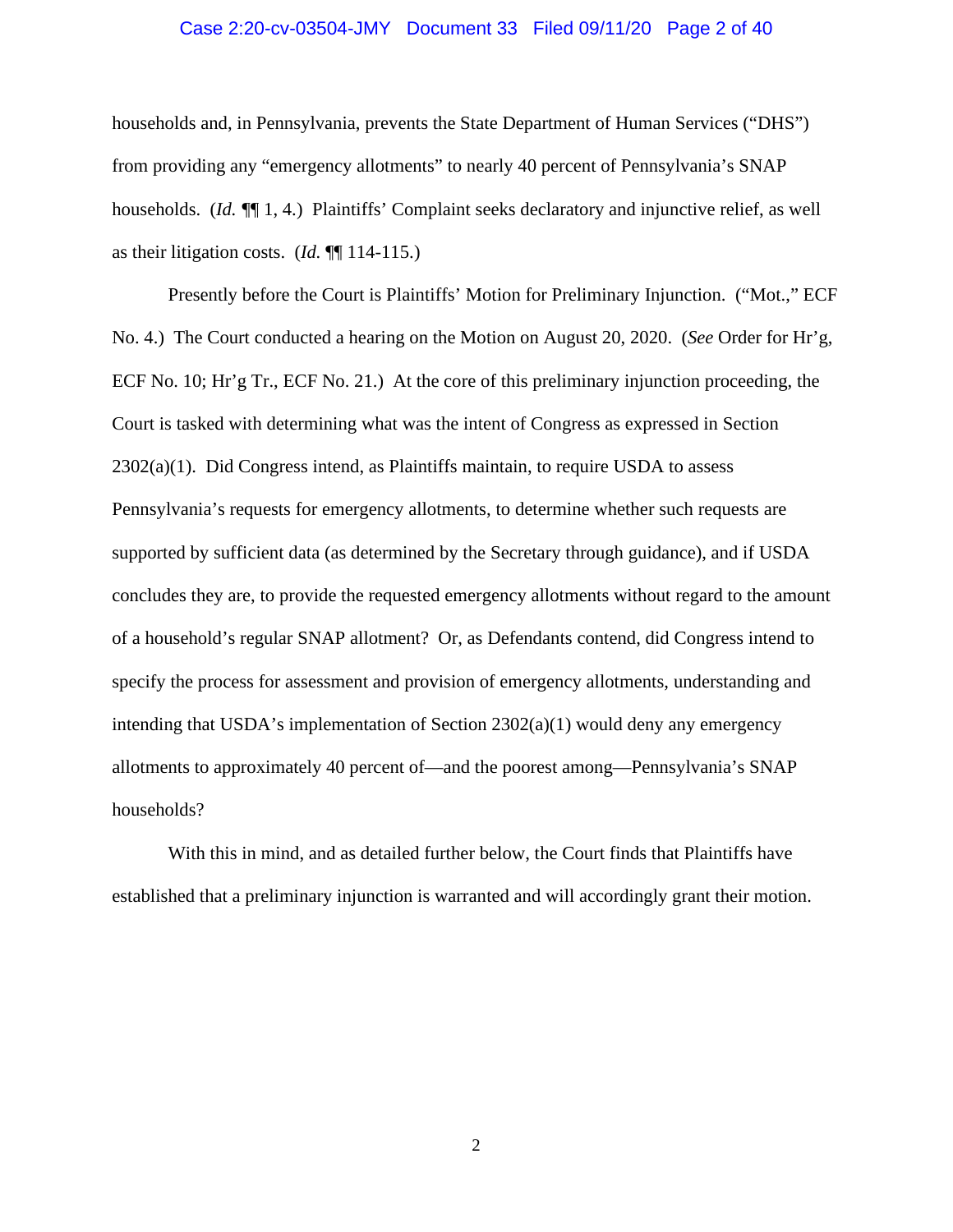households and, in Pennsylvania, prevents the State Department of Human Services ("DHS") from providing any "emergency allotments" to nearly 40 percent of Pennsylvania's SNAP households. (*Id.* ¶¶ 1, 4.) Plaintiffs' Complaint seeks declaratory and injunctive relief, as well as their litigation costs. (*Id.* ¶¶ 114-115.)

Presently before the Court is Plaintiffs' Motion for Preliminary Injunction. ("Mot.," ECF No. 4.) The Court conducted a hearing on the Motion on August 20, 2020. (*See* Order for Hr'g, ECF No. 10; Hr'g Tr., ECF No. 21.) At the core of this preliminary injunction proceeding, the Court is tasked with determining what was the intent of Congress as expressed in Section 2302(a)(1). Did Congress intend, as Plaintiffs maintain, to require USDA to assess Pennsylvania's requests for emergency allotments, to determine whether such requests are supported by sufficient data (as determined by the Secretary through guidance), and if USDA concludes they are, to provide the requested emergency allotments without regard to the amount of a household's regular SNAP allotment? Or, as Defendants contend, did Congress intend to specify the process for assessment and provision of emergency allotments, understanding and intending that USDA's implementation of Section 2302(a)(1) would deny any emergency allotments to approximately 40 percent of—and the poorest among—Pennsylvania's SNAP households?

With this in mind, and as detailed further below, the Court finds that Plaintiffs have established that a preliminary injunction is warranted and will accordingly grant their motion.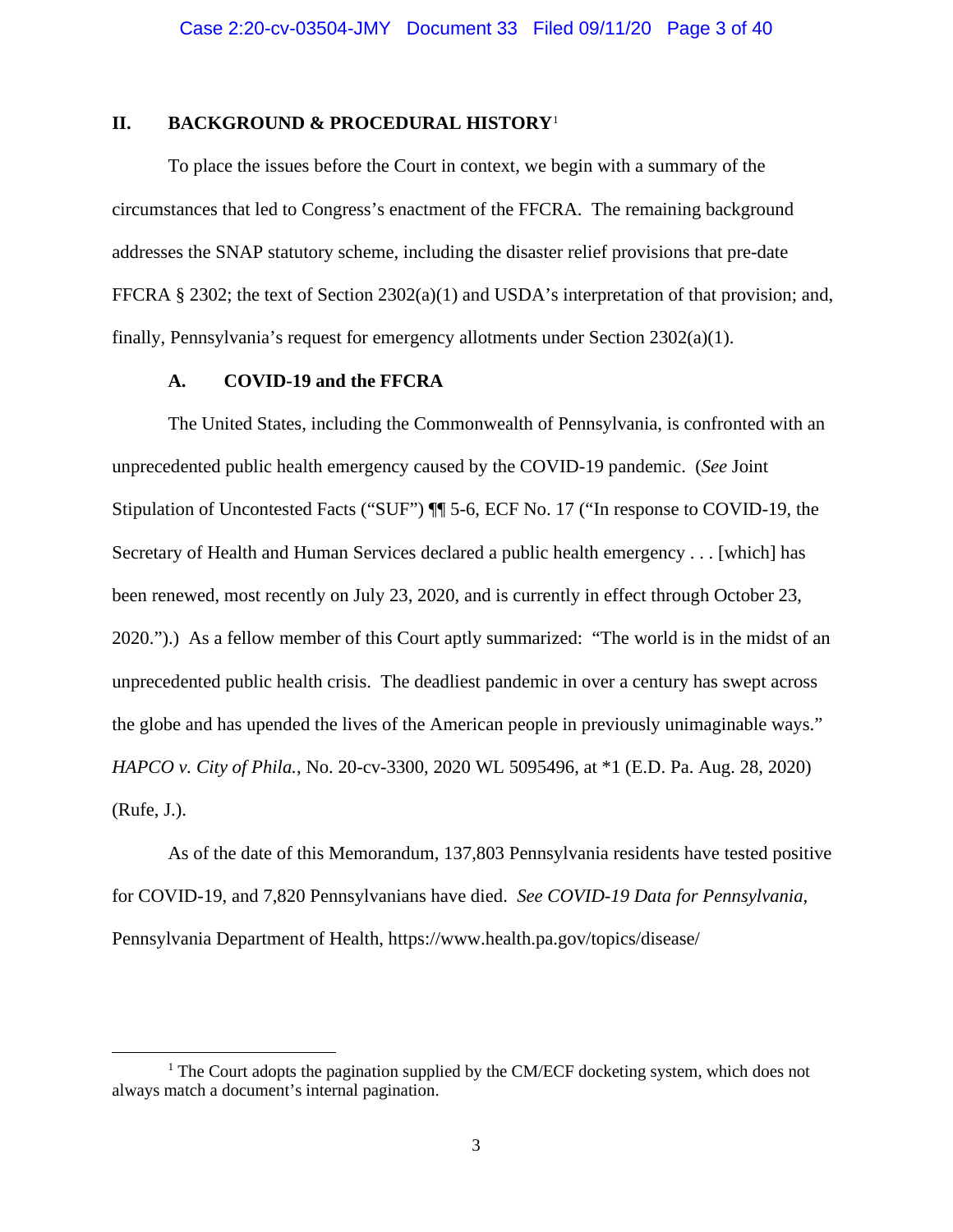## II. BACKGROUND & PROCEDURAL HISTORY[1]

To place the issues before the Court in context, we begin with a summary of the circumstances that led to Congress's enactment of the FFCRA. The remaining background addresses the SNAP statutory scheme, including the disaster relief provisions that pre-date FFCRA § 2302; the text of Section 2302(a)(1) and USDA's interpretation of that provision; and, finally, Pennsylvania's request for emergency allotments under Section 2302(a)(1).

### A. COVID-19 and the FFCRA

The United States, including the Commonwealth of Pennsylvania, is confronted with an unprecedented public health emergency caused by the COVID-19 pandemic. (*See* Joint Stipulation of Uncontested Facts ("SUF") ¶¶ 5-6, ECF No. 17 ("In response to COVID-19, the Secretary of Health and Human Services declared a public health emergency . . . [which] has been renewed, most recently on July 23, 2020, and is currently in effect through October 23, 2020.").) As a fellow member of this Court aptly summarized: "The world is in the midst of an unprecedented public health crisis. The deadliest pandemic in over a century has swept across the globe and has upended the lives of the American people in previously unimaginable ways." *HAPCO v. City of Phila.*, No. 20-cv-3300, 2020 WL 5095496, at *1 (E.D. Pa. Aug. 28, 2020) (Rufe, J.).

As of the date of this Memorandum, 137,803 Pennsylvania residents have tested positive for COVID-19, and 7,820 Pennsylvanians have died. *See COVID-19 Data for Pennsylvania*, Pennsylvania Department of Health, https://www.health.pa.gov/topics/disease/

---

[1] The Court adopts the pagination supplied by the CM/ECF docketing system, which does not always match a document's internal pagination.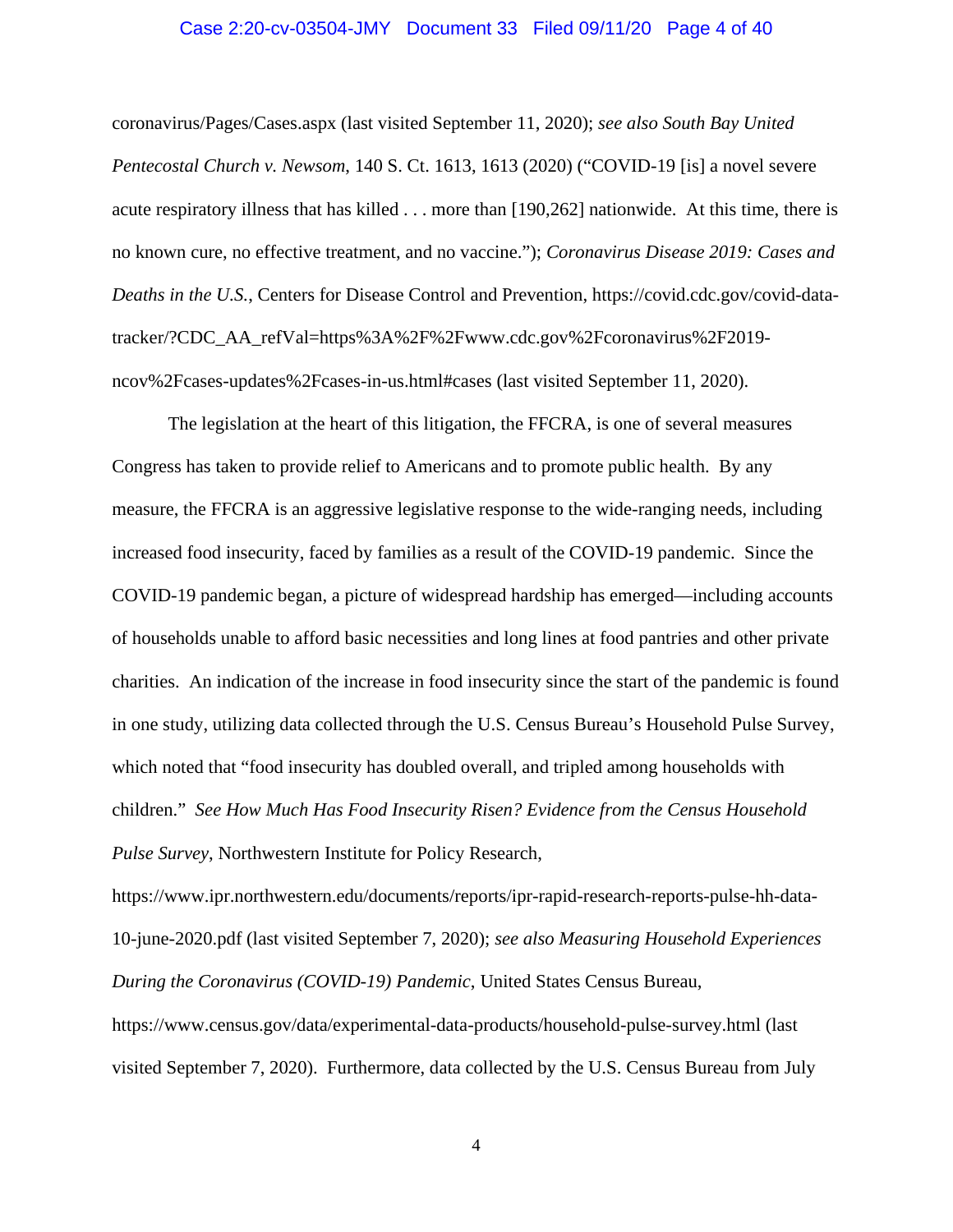coronavirus/Pages/Cases.aspx (last visited September 11, 2020); *see also South Bay United Pentecostal Church v. Newsom*, 140 S. Ct. 1613, 1613 (2020) ("COVID-19 [is] a novel severe acute respiratory illness that has killed . . . more than [190,262] nationwide. At this time, there is no known cure, no effective treatment, and no vaccine."); *Coronavirus Disease 2019: Cases and Deaths in the U.S.*, Centers for Disease Control and Prevention, https://covid.cdc.gov/covid-data-tracker/?CDC_AA_refVal=https%3A%2F%2Fwww.cdc.gov%2Fcoronavirus%2F2019-ncov%2Fcases-updates%2Fcases-in-us.html#cases (last visited September 11, 2020).

The legislation at the heart of this litigation, the FFCRA, is one of several measures Congress has taken to provide relief to Americans and to promote public health. By any measure, the FFCRA is an aggressive legislative response to the wide-ranging needs, including increased food insecurity, faced by families as a result of the COVID-19 pandemic. Since the COVID-19 pandemic began, a picture of widespread hardship has emerged—including accounts of households unable to afford basic necessities and long lines at food pantries and other private charities. An indication of the increase in food insecurity since the start of the pandemic is found in one study, utilizing data collected through the U.S. Census Bureau's Household Pulse Survey, which noted that "food insecurity has doubled overall, and tripled among households with children." *See How Much Has Food Insecurity Risen? Evidence from the Census Household Pulse Survey*, Northwestern Institute for Policy Research, https://www.ipr.northwestern.edu/documents/reports/ipr-rapid-research-reports-pulse-hh-data-10-june-2020.pdf (last visited September 7, 2020); *see also Measuring Household Experiences During the Coronavirus (COVID-19) Pandemic*, United States Census Bureau, https://www.census.gov/data/experimental-data-products/household-pulse-survey.html (last visited September 7, 2020). Furthermore, data collected by the U.S. Census Bureau from July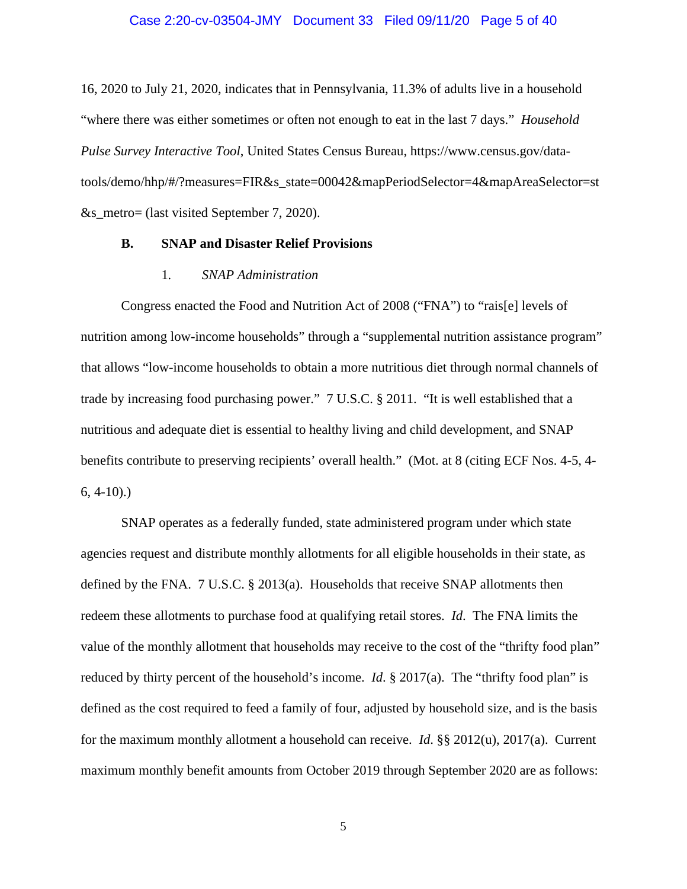16, 2020 to July 21, 2020, indicates that in Pennsylvania, 11.3% of adults live in a household "where there was either sometimes or often not enough to eat in the last 7 days." *Household Pulse Survey Interactive Tool*, United States Census Bureau, https://www.census.gov/data-tools/demo/hhp/#/?measures=FIR&s_state=00042&mapPeriodSelector=4&mapAreaSelector=st&s_metro= (last visited September 7, 2020).

### B. SNAP and Disaster Relief Provisions

#### 1. *SNAP Administration*

Congress enacted the Food and Nutrition Act of 2008 ("FNA") to "rais[e] levels of nutrition among low-income households" through a "supplemental nutrition assistance program" that allows "low-income households to obtain a more nutritious diet through normal channels of trade by increasing food purchasing power." 7 U.S.C. § 2011. "It is well established that a nutritious and adequate diet is essential to healthy living and child development, and SNAP benefits contribute to preserving recipients' overall health." (Mot. at 8 (citing ECF Nos. 4-5, 4-6, 4-10).)

SNAP operates as a federally funded, state administered program under which state agencies request and distribute monthly allotments for all eligible households in their state, as defined by the FNA. 7 U.S.C. § 2013(a). Households that receive SNAP allotments then redeem these allotments to purchase food at qualifying retail stores. *Id*. The FNA limits the value of the monthly allotment that households may receive to the cost of the "thrifty food plan" reduced by thirty percent of the household's income. *Id*. § 2017(a). The "thrifty food plan" is defined as the cost required to feed a family of four, adjusted by household size, and is the basis for the maximum monthly allotment a household can receive. *Id*. §§ 2012(u), 2017(a). Current maximum monthly benefit amounts from October 2019 through September 2020 are as follows: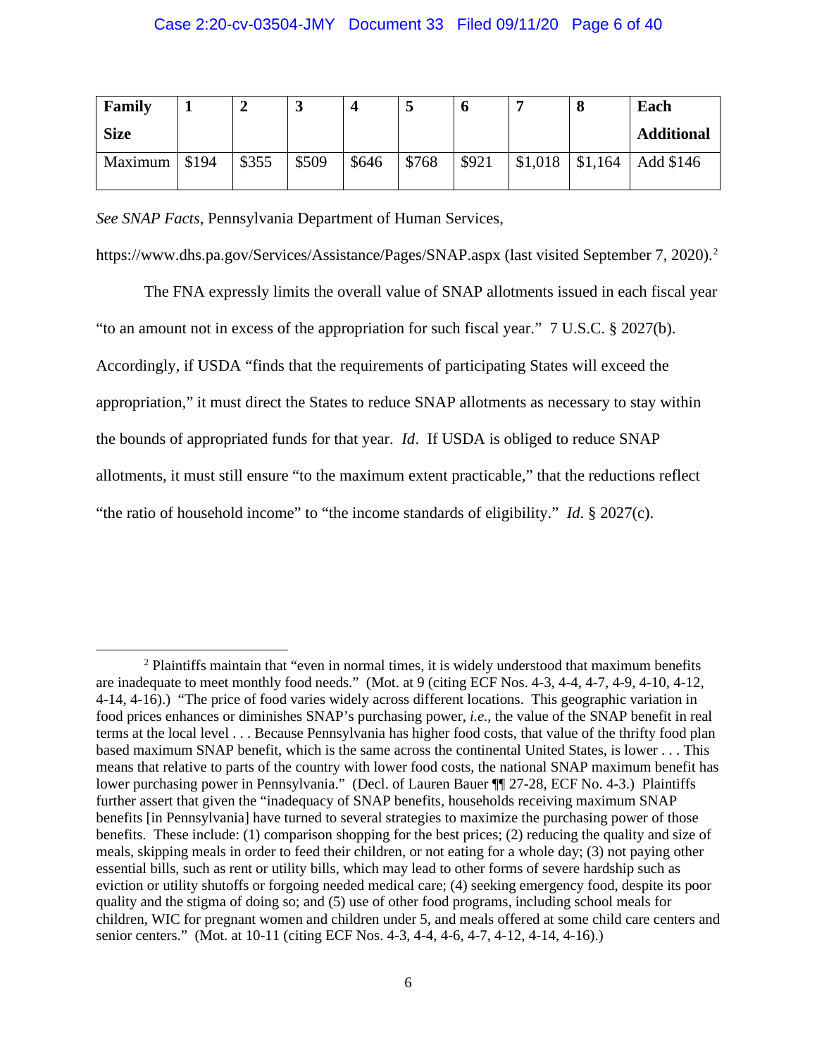| Family Size | 1 | 2 | 3 | 4 | 5 | 6 | 7 | 8 | Each Additional |
|---|---|---|---|---|---|---|---|---|---|
| Maximum | $194 | $355 | $509 | $646 | $768 | $921 | $1,018 | $1,164 | Add $146 |

*See SNAP Facts*, Pennsylvania Department of Human Services, https://www.dhs.pa.gov/Services/Assistance/Pages/SNAP.aspx (last visited September 7, 2020).[2]

The FNA expressly limits the overall value of SNAP allotments issued in each fiscal year "to an amount not in excess of the appropriation for such fiscal year." 7 U.S.C. § 2027(b). Accordingly, if USDA "finds that the requirements of participating States will exceed the appropriation," it must direct the States to reduce SNAP allotments as necessary to stay within the bounds of appropriated funds for that year. *Id*. If USDA is obliged to reduce SNAP allotments, it must still ensure "to the maximum extent practicable," that the reductions reflect "the ratio of household income" to "the income standards of eligibility." *Id.* § 2027(c).

---

[2] Plaintiffs maintain that "even in normal times, it is widely understood that maximum benefits are inadequate to meet monthly food needs." (Mot. at 9 (citing ECF Nos. 4-3, 4-4, 4-7, 4-9, 4-10, 4-12, 4-14, 4-16).) "The price of food varies widely across different locations. This geographic variation in food prices enhances or diminishes SNAP's purchasing power, *i.e.*, the value of the SNAP benefit in real terms at the local level . . . Because Pennsylvania has higher food costs, that value of the thrifty food plan based maximum SNAP benefit, which is the same across the continental United States, is lower . . . This means that relative to parts of the country with lower food costs, the national SNAP maximum benefit has lower purchasing power in Pennsylvania." (Decl. of Lauren Bauer ¶¶ 27-28, ECF No. 4-3.) Plaintiffs further assert that given the "inadequacy of SNAP benefits, households receiving maximum SNAP benefits [in Pennsylvania] have turned to several strategies to maximize the purchasing power of those benefits. These include: (1) comparison shopping for the best prices; (2) reducing the quality and size of meals, skipping meals in order to feed their children, or not eating for a whole day; (3) not paying other essential bills, such as rent or utility bills, which may lead to other forms of severe hardship such as eviction or utility shutoffs or forgoing needed medical care; (4) seeking emergency food, despite its poor quality and the stigma of doing so; and (5) use of other food programs, including school meals for children, WIC for pregnant women and children under 5, and meals offered at some child care centers and senior centers." (Mot. at 10-11 (citing ECF Nos. 4-3, 4-4, 4-6, 4-7, 4-12, 4-14, 4-16).)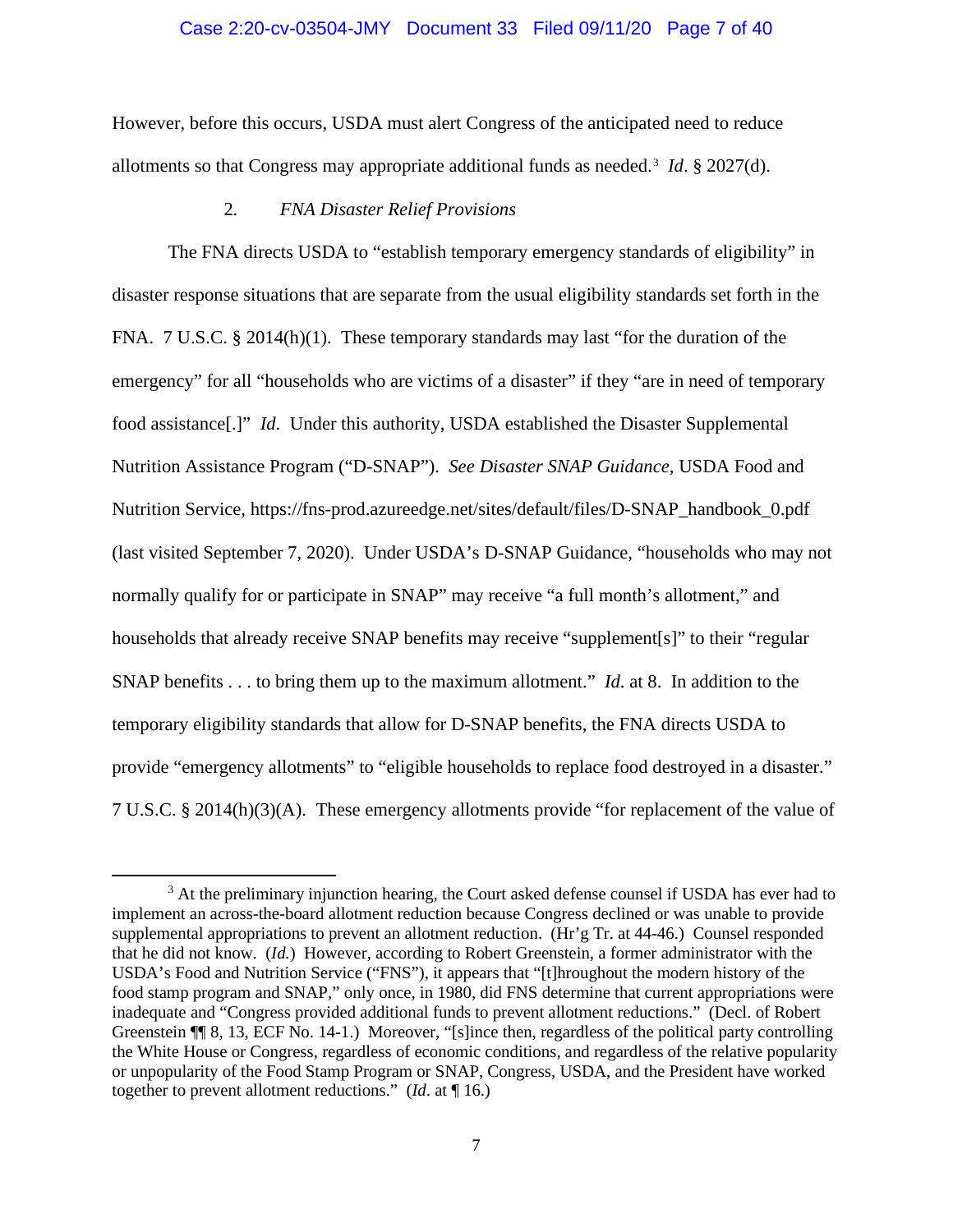However, before this occurs, USDA must alert Congress of the anticipated need to reduce allotments so that Congress may appropriate additional funds as needed.[3] *Id*. § 2027(d).

### 2. *FNA Disaster Relief Provisions*

The FNA directs USDA to "establish temporary emergency standards of eligibility" in disaster response situations that are separate from the usual eligibility standards set forth in the FNA. 7 U.S.C. § 2014(h)(1). These temporary standards may last "for the duration of the emergency" for all "households who are victims of a disaster" if they "are in need of temporary food assistance[.]" *Id*. Under this authority, USDA established the Disaster Supplemental Nutrition Assistance Program ("D-SNAP"). *See Disaster SNAP Guidance*, USDA Food and Nutrition Service, https://fns-prod.azureedge.net/sites/default/files/D-SNAP_handbook_0.pdf (last visited September 7, 2020). Under USDA's D-SNAP Guidance, "households who may not normally qualify for or participate in SNAP" may receive "a full month's allotment," and households that already receive SNAP benefits may receive "supplement[s]" to their "regular SNAP benefits . . . to bring them up to the maximum allotment." *Id*. at 8. In addition to the temporary eligibility standards that allow for D-SNAP benefits, the FNA directs USDA to provide "emergency allotments" to "eligible households to replace food destroyed in a disaster." 7 U.S.C. § 2014(h)(3)(A). These emergency allotments provide "for replacement of the value of

---

[3] At the preliminary injunction hearing, the Court asked defense counsel if USDA has ever had to implement an across-the-board allotment reduction because Congress declined or was unable to provide supplemental appropriations to prevent an allotment reduction. (Hr'g Tr. at 44-46.) Counsel responded that he did not know. (*Id.*) However, according to Robert Greenstein, a former administrator with the USDA's Food and Nutrition Service ("FNS"), it appears that "[t]hroughout the modern history of the food stamp program and SNAP," only once, in 1980, did FNS determine that current appropriations were inadequate and "Congress provided additional funds to prevent allotment reductions." (Decl. of Robert Greenstein ¶¶ 8, 13, ECF No. 14-1.) Moreover, "[s]ince then, regardless of the political party controlling the White House or Congress, regardless of economic conditions, and regardless of the relative popularity or unpopularity of the Food Stamp Program or SNAP, Congress, USDA, and the President have worked together to prevent allotment reductions." (*Id*. at ¶ 16.)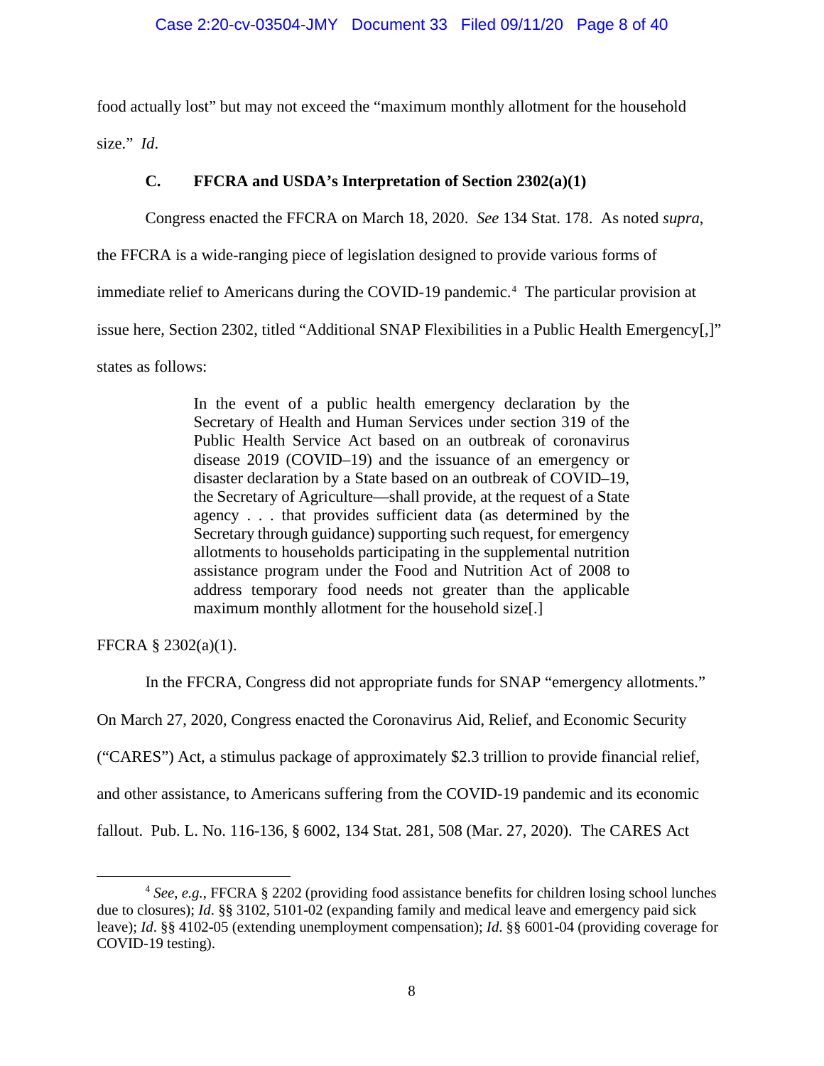food actually lost" but may not exceed the "maximum monthly allotment for the household size." *Id*.

### C. FFCRA and USDA's Interpretation of Section 2302(a)(1)

Congress enacted the FFCRA on March 18, 2020. *See* 134 Stat. 178. As noted *supra*, the FFCRA is a wide-ranging piece of legislation designed to provide various forms of immediate relief to Americans during the COVID-19 pandemic.[4] The particular provision at issue here, Section 2302, titled "Additional SNAP Flexibilities in a Public Health Emergency[,]" states as follows:

> In the event of a public health emergency declaration by the Secretary of Health and Human Services under section 319 of the Public Health Service Act based on an outbreak of coronavirus disease 2019 (COVID–19) and the issuance of an emergency or disaster declaration by a State based on an outbreak of COVID–19, the Secretary of Agriculture—shall provide, at the request of a State agency . . . that provides sufficient data (as determined by the Secretary through guidance) supporting such request, for emergency allotments to households participating in the supplemental nutrition assistance program under the Food and Nutrition Act of 2008 to address temporary food needs not greater than the applicable maximum monthly allotment for the household size[.]

FFCRA § 2302(a)(1).

In the FFCRA, Congress did not appropriate funds for SNAP "emergency allotments." On March 27, 2020, Congress enacted the Coronavirus Aid, Relief, and Economic Security ("CARES") Act, a stimulus package of approximately $2.3 trillion to provide financial relief, and other assistance, to Americans suffering from the COVID-19 pandemic and its economic fallout. Pub. L. No. 116-136, § 6002, 134 Stat. 281, 508 (Mar. 27, 2020). The CARES Act

[4] *See, e.g.,* FFCRA § 2202 (providing food assistance benefits for children losing school lunches due to closures); *Id*. §§ 3102, 5101-02 (expanding family and medical leave and emergency paid sick leave); *Id*. §§ 4102-05 (extending unemployment compensation); *Id.* §§ 6001-04 (providing coverage for COVID-19 testing).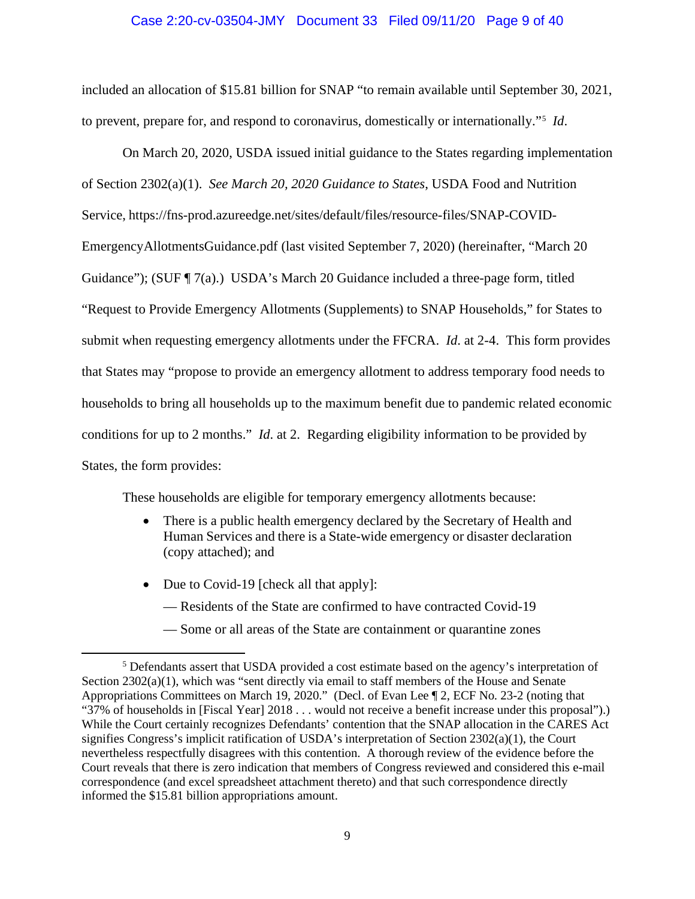included an allocation of $15.81 billion for SNAP "to remain available until September 30, 2021, to prevent, prepare for, and respond to coronavirus, domestically or internationally."[5] *Id*.

On March 20, 2020, USDA issued initial guidance to the States regarding implementation of Section 2302(a)(1). *See March 20, 2020 Guidance to States*, USDA Food and Nutrition Service, https://fns-prod.azureedge.net/sites/default/files/resource-files/SNAP-COVID-EmergencyAllotmentsGuidance.pdf (last visited September 7, 2020) (hereinafter, "March 20 Guidance"); (SUF ¶ 7(a).) USDA's March 20 Guidance included a three-page form, titled "Request to Provide Emergency Allotments (Supplements) to SNAP Households," for States to submit when requesting emergency allotments under the FFCRA. *Id*. at 2-4. This form provides that States may "propose to provide an emergency allotment to address temporary food needs to households to bring all households up to the maximum benefit due to pandemic related economic conditions for up to 2 months." *Id*. at 2. Regarding eligibility information to be provided by States, the form provides:

> These households are eligible for temporary emergency allotments because:
>
> - There is a public health emergency declared by the Secretary of Health and Human Services and there is a State-wide emergency or disaster declaration (copy attached); and
>
> - Due to Covid-19 [check all that apply]:
>
>   — Residents of the State are confirmed to have contracted Covid-19
>
>   — Some or all areas of the State are containment or quarantine zones

[5] Defendants assert that USDA provided a cost estimate based on the agency's interpretation of Section 2302(a)(1), which was "sent directly via email to staff members of the House and Senate Appropriations Committees on March 19, 2020." (Decl. of Evan Lee ¶ 2, ECF No. 23-2 (noting that "37% of households in [Fiscal Year] 2018 . . . would not receive a benefit increase under this proposal").) While the Court certainly recognizes Defendants' contention that the SNAP allocation in the CARES Act signifies Congress's implicit ratification of USDA's interpretation of Section 2302(a)(1), the Court nevertheless respectfully disagrees with this contention. A thorough review of the evidence before the Court reveals that there is zero indication that members of Congress reviewed and considered this e-mail correspondence (and excel spreadsheet attachment thereto) and that such correspondence directly informed the $15.81 billion appropriations amount.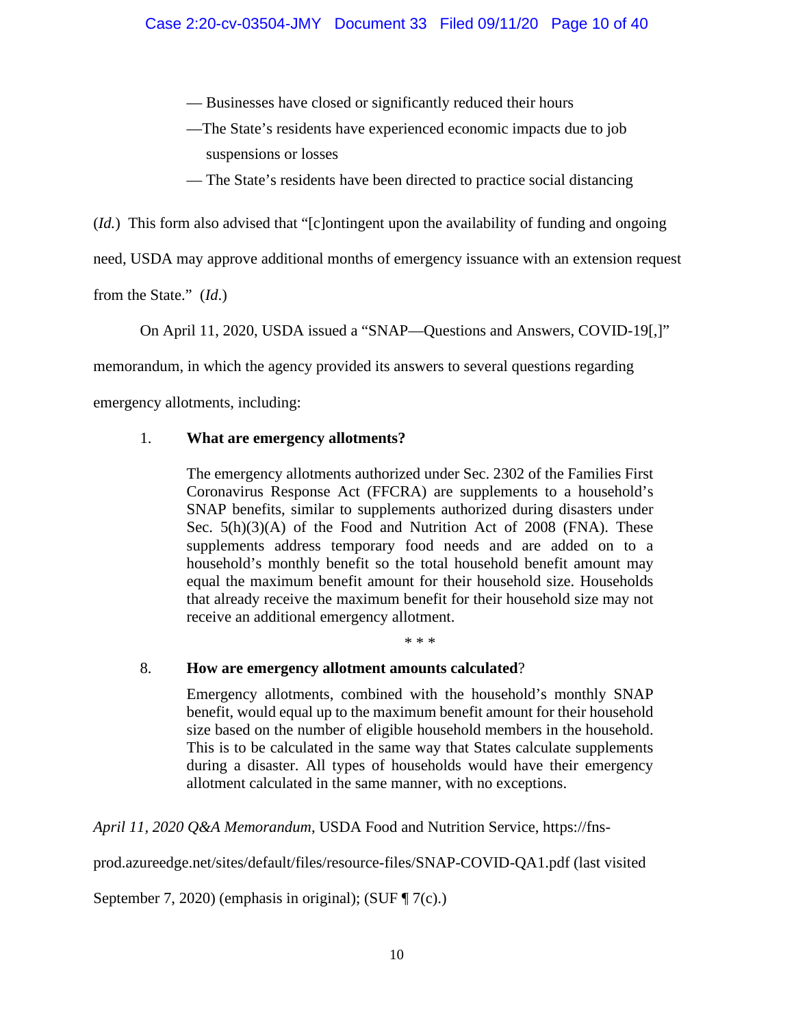— Businesses have closed or significantly reduced their hours

—The State's residents have experienced economic impacts due to job suspensions or losses

— The State's residents have been directed to practice social distancing

(*Id.*) This form also advised that "[c]ontingent upon the availability of funding and ongoing need, USDA may approve additional months of emergency issuance with an extension request from the State." (*Id.*)

On April 11, 2020, USDA issued a "SNAP—Questions and Answers, COVID-19[,]" memorandum, in which the agency provided its answers to several questions regarding emergency allotments, including:

> 1. **What are emergency allotments?**
>
> The emergency allotments authorized under Sec. 2302 of the Families First Coronavirus Response Act (FFCRA) are supplements to a household's SNAP benefits, similar to supplements authorized during disasters under Sec. 5(h)(3)(A) of the Food and Nutrition Act of 2008 (FNA). These supplements address temporary food needs and are added on to a household's monthly benefit so the total household benefit amount may equal the maximum benefit amount for their household size. Households that already receive the maximum benefit for their household size may not receive an additional emergency allotment.
>
> \* \* \*
>
> 8. **How are emergency allotment amounts calculated**?
>
> Emergency allotments, combined with the household's monthly SNAP benefit, would equal up to the maximum benefit amount for their household size based on the number of eligible household members in the household. This is to be calculated in the same way that States calculate supplements during a disaster. All types of households would have their emergency allotment calculated in the same manner, with no exceptions.

*April 11, 2020 Q&A Memorandum*, USDA Food and Nutrition Service, https://fns-prod.azureedge.net/sites/default/files/resource-files/SNAP-COVID-QA1.pdf (last visited September 7, 2020) (emphasis in original); (SUF ¶ 7(c).)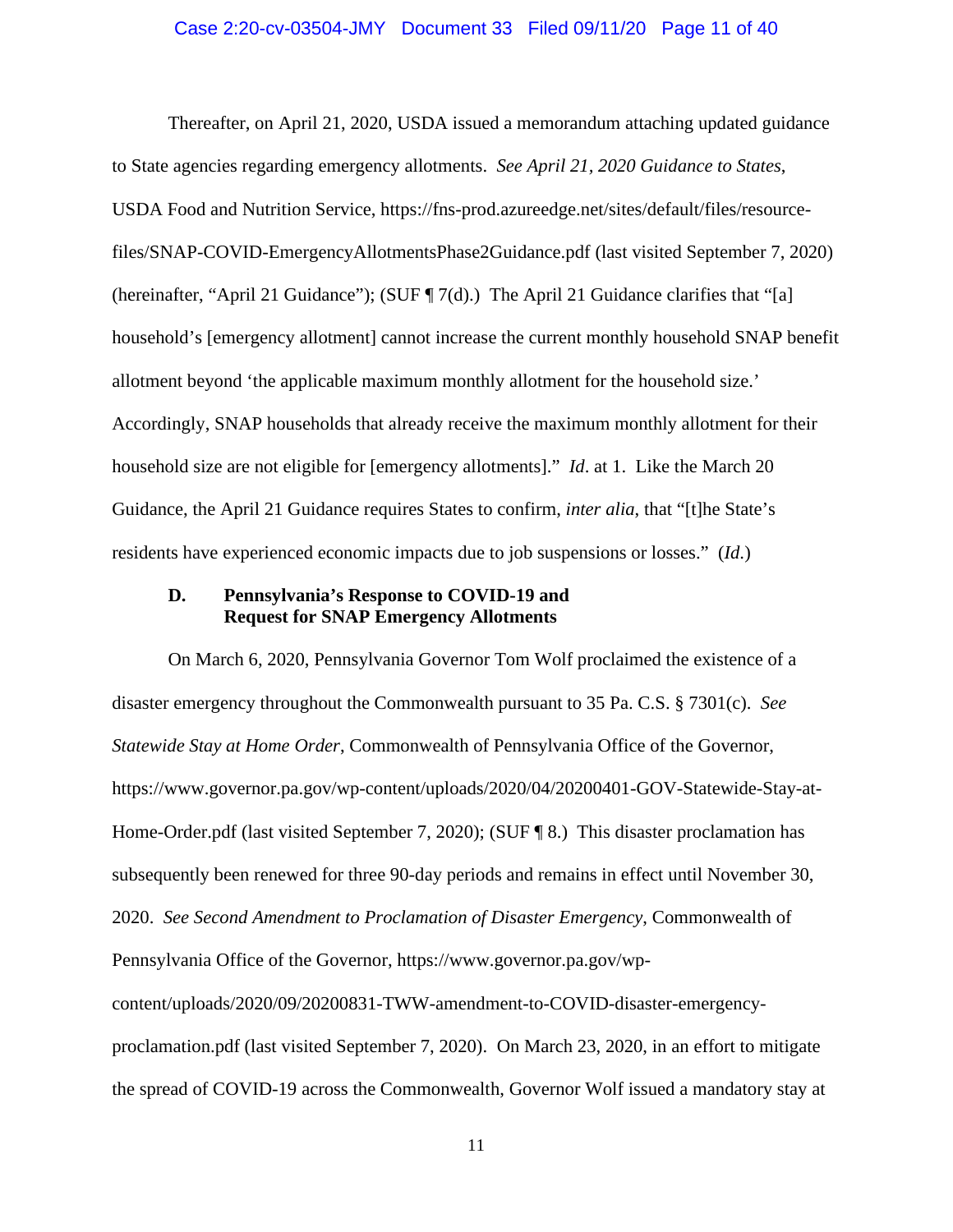Thereafter, on April 21, 2020, USDA issued a memorandum attaching updated guidance to State agencies regarding emergency allotments. *See April 21, 2020 Guidance to States*, USDA Food and Nutrition Service, https://fns-prod.azureedge.net/sites/default/files/resource-files/SNAP-COVID-EmergencyAllotmentsPhase2Guidance.pdf (last visited September 7, 2020) (hereinafter, "April 21 Guidance"); (SUF ¶ 7(d).) The April 21 Guidance clarifies that "[a] household's [emergency allotment] cannot increase the current monthly household SNAP benefit allotment beyond 'the applicable maximum monthly allotment for the household size.' Accordingly, SNAP households that already receive the maximum monthly allotment for their household size are not eligible for [emergency allotments]." *Id*. at 1. Like the March 20 Guidance, the April 21 Guidance requires States to confirm, *inter alia*, that "[t]he State's residents have experienced economic impacts due to job suspensions or losses." (*Id*.)

### D. Pennsylvania's Response to COVID-19 and Request for SNAP Emergency Allotments

On March 6, 2020, Pennsylvania Governor Tom Wolf proclaimed the existence of a disaster emergency throughout the Commonwealth pursuant to 35 Pa. C.S. § 7301(c). *See Statewide Stay at Home Order*, Commonwealth of Pennsylvania Office of the Governor, https://www.governor.pa.gov/wp-content/uploads/2020/04/20200401-GOV-Statewide-Stay-at-Home-Order.pdf (last visited September 7, 2020); (SUF ¶ 8.) This disaster proclamation has subsequently been renewed for three 90-day periods and remains in effect until November 30, 2020. *See Second Amendment to Proclamation of Disaster Emergency*, Commonwealth of Pennsylvania Office of the Governor, https://www.governor.pa.gov/wp-content/uploads/2020/09/20200831-TWW-amendment-to-COVID-disaster-emergency-proclamation.pdf (last visited September 7, 2020). On March 23, 2020, in an effort to mitigate the spread of COVID-19 across the Commonwealth, Governor Wolf issued a mandatory stay at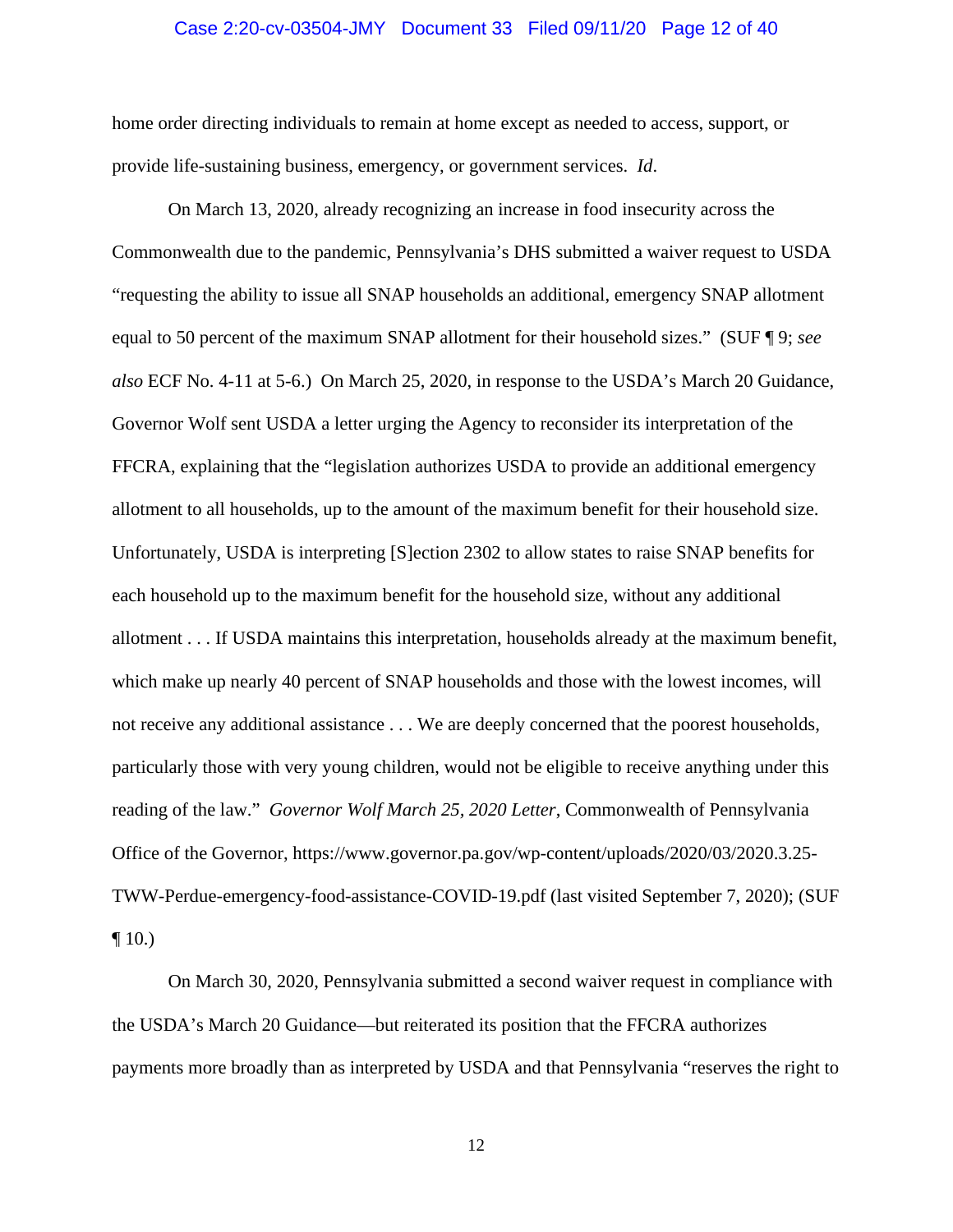home order directing individuals to remain at home except as needed to access, support, or provide life-sustaining business, emergency, or government services. *Id*.

On March 13, 2020, already recognizing an increase in food insecurity across the Commonwealth due to the pandemic, Pennsylvania's DHS submitted a waiver request to USDA "requesting the ability to issue all SNAP households an additional, emergency SNAP allotment equal to 50 percent of the maximum SNAP allotment for their household sizes." (SUF ¶ 9; *see also* ECF No. 4-11 at 5-6.) On March 25, 2020, in response to the USDA's March 20 Guidance, Governor Wolf sent USDA a letter urging the Agency to reconsider its interpretation of the FFCRA, explaining that the "legislation authorizes USDA to provide an additional emergency allotment to all households, up to the amount of the maximum benefit for their household size. Unfortunately, USDA is interpreting [S]ection 2302 to allow states to raise SNAP benefits for each household up to the maximum benefit for the household size, without any additional allotment . . . If USDA maintains this interpretation, households already at the maximum benefit, which make up nearly 40 percent of SNAP households and those with the lowest incomes, will not receive any additional assistance . . . We are deeply concerned that the poorest households, particularly those with very young children, would not be eligible to receive anything under this reading of the law." *Governor Wolf March 25, 2020 Letter*, Commonwealth of Pennsylvania Office of the Governor, https://www.governor.pa.gov/wp-content/uploads/2020/03/2020.3.25-TWW-Perdue-emergency-food-assistance-COVID-19.pdf (last visited September 7, 2020); (SUF ¶ 10.)

On March 30, 2020, Pennsylvania submitted a second waiver request in compliance with the USDA's March 20 Guidance—but reiterated its position that the FFCRA authorizes payments more broadly than as interpreted by USDA and that Pennsylvania "reserves the right to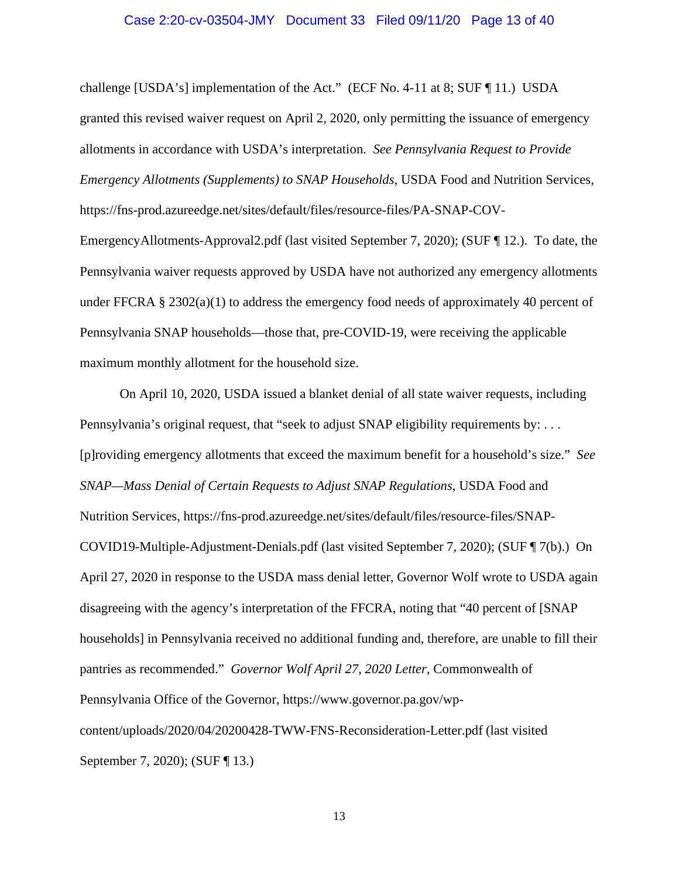challenge [USDA's] implementation of the Act." (ECF No. 4-11 at 8; SUF ¶ 11.) USDA granted this revised waiver request on April 2, 2020, only permitting the issuance of emergency allotments in accordance with USDA's interpretation. *See Pennsylvania Request to Provide Emergency Allotments (Supplements) to SNAP Households*, USDA Food and Nutrition Services, https://fns-prod.azureedge.net/sites/default/files/resource-files/PA-SNAP-COV-EmergencyAllotments-Approval2.pdf (last visited September 7, 2020); (SUF ¶ 12.). To date, the Pennsylvania waiver requests approved by USDA have not authorized any emergency allotments under FFCRA § 2302(a)(1) to address the emergency food needs of approximately 40 percent of Pennsylvania SNAP households—those that, pre-COVID-19, were receiving the applicable maximum monthly allotment for the household size.

On April 10, 2020, USDA issued a blanket denial of all state waiver requests, including Pennsylvania's original request, that "seek to adjust SNAP eligibility requirements by: . . . [p]roviding emergency allotments that exceed the maximum benefit for a household's size." *See SNAP—Mass Denial of Certain Requests to Adjust SNAP Regulations*, USDA Food and Nutrition Services, https://fns-prod.azureedge.net/sites/default/files/resource-files/SNAP-COVID19-Multiple-Adjustment-Denials.pdf (last visited September 7, 2020); (SUF ¶ 7(b).) On April 27, 2020 in response to the USDA mass denial letter, Governor Wolf wrote to USDA again disagreeing with the agency's interpretation of the FFCRA, noting that "40 percent of [SNAP households] in Pennsylvania received no additional funding and, therefore, are unable to fill their pantries as recommended." *Governor Wolf April 27, 2020 Letter*, Commonwealth of Pennsylvania Office of the Governor, https://www.governor.pa.gov/wp-content/uploads/2020/04/20200428-TWW-FNS-Reconsideration-Letter.pdf (last visited September 7, 2020); (SUF ¶ 13.)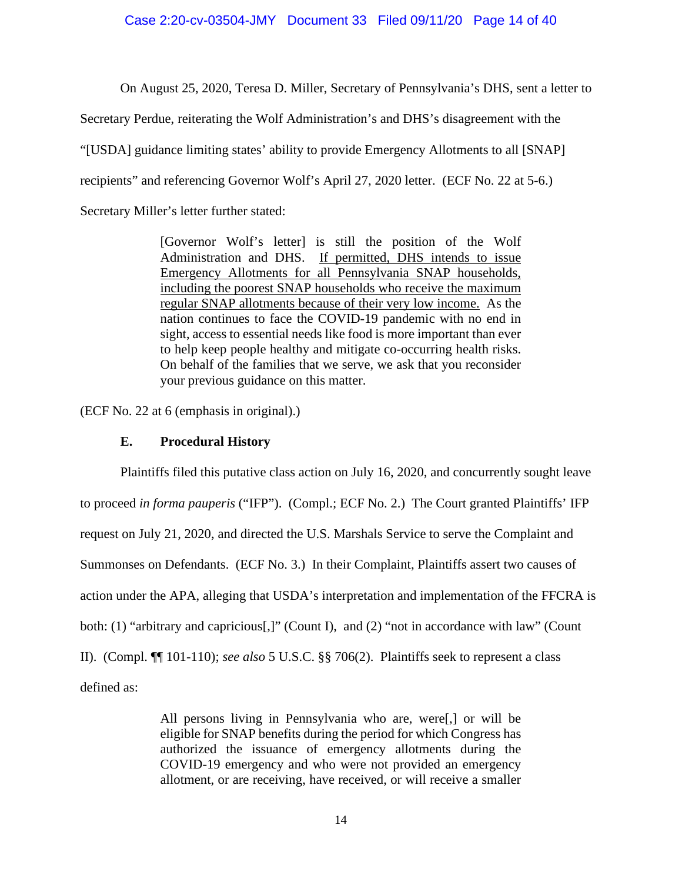On August 25, 2020, Teresa D. Miller, Secretary of Pennsylvania's DHS, sent a letter to Secretary Perdue, reiterating the Wolf Administration's and DHS's disagreement with the "[USDA] guidance limiting states' ability to provide Emergency Allotments to all [SNAP] recipients" and referencing Governor Wolf's April 27, 2020 letter. (ECF No. 22 at 5-6.) Secretary Miller's letter further stated:

> [Governor Wolf's letter] is still the position of the Wolf Administration and DHS. <u>If permitted, DHS intends to issue Emergency Allotments for all Pennsylvania SNAP households, including the poorest SNAP households who receive the maximum regular SNAP allotments because of their very low income.</u> As the nation continues to face the COVID-19 pandemic with no end in sight, access to essential needs like food is more important than ever to help keep people healthy and mitigate co-occurring health risks. On behalf of the families that we serve, we ask that you reconsider your previous guidance on this matter.

(ECF No. 22 at 6 (emphasis in original).)

### E. Procedural History

Plaintiffs filed this putative class action on July 16, 2020, and concurrently sought leave to proceed *in forma pauperis* ("IFP"). (Compl.; ECF No. 2.) The Court granted Plaintiffs' IFP request on July 21, 2020, and directed the U.S. Marshals Service to serve the Complaint and Summonses on Defendants. (ECF No. 3.) In their Complaint, Plaintiffs assert two causes of action under the APA, alleging that USDA's interpretation and implementation of the FFCRA is both: (1) "arbitrary and capricious[,]" (Count I), and (2) "not in accordance with law" (Count II). (Compl. ¶¶ 101-110); *see also* 5 U.S.C. §§ 706(2). Plaintiffs seek to represent a class defined as:

> All persons living in Pennsylvania who are, were[,] or will be eligible for SNAP benefits during the period for which Congress has authorized the issuance of emergency allotments during the COVID-19 emergency and who were not provided an emergency allotment, or are receiving, have received, or will receive a smaller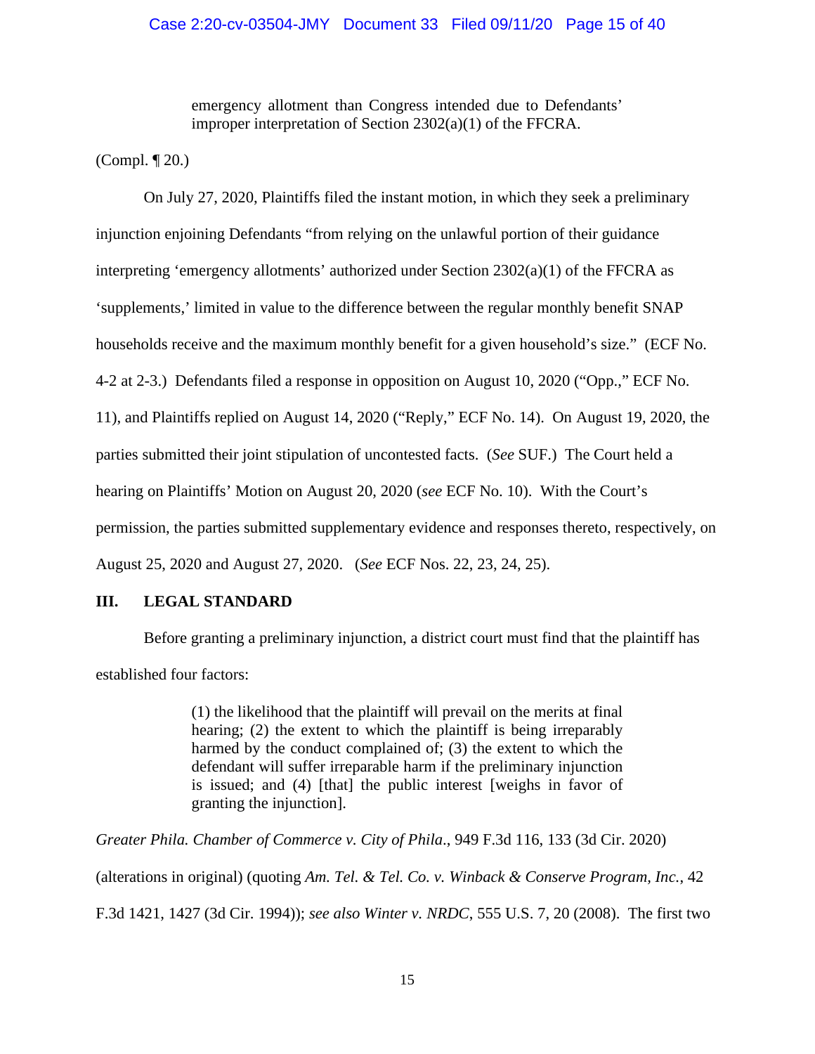> emergency allotment than Congress intended due to Defendants' improper interpretation of Section 2302(a)(1) of the FFCRA.

(Compl. ¶ 20.)

On July 27, 2020, Plaintiffs filed the instant motion, in which they seek a preliminary injunction enjoining Defendants "from relying on the unlawful portion of their guidance interpreting 'emergency allotments' authorized under Section 2302(a)(1) of the FFCRA as 'supplements,' limited in value to the difference between the regular monthly benefit SNAP households receive and the maximum monthly benefit for a given household's size." (ECF No. 4-2 at 2-3.) Defendants filed a response in opposition on August 10, 2020 ("Opp.," ECF No. 11), and Plaintiffs replied on August 14, 2020 ("Reply," ECF No. 14). On August 19, 2020, the parties submitted their joint stipulation of uncontested facts. (*See* SUF.) The Court held a hearing on Plaintiffs' Motion on August 20, 2020 (*see* ECF No. 10). With the Court's permission, the parties submitted supplementary evidence and responses thereto, respectively, on August 25, 2020 and August 27, 2020. (*See* ECF Nos. 22, 23, 24, 25).

## III. LEGAL STANDARD

Before granting a preliminary injunction, a district court must find that the plaintiff has established four factors:

> (1) the likelihood that the plaintiff will prevail on the merits at final hearing; (2) the extent to which the plaintiff is being irreparably harmed by the conduct complained of; (3) the extent to which the defendant will suffer irreparable harm if the preliminary injunction is issued; and (4) [that] the public interest [weighs in favor of granting the injunction].

*Greater Phila. Chamber of Commerce v. City of Phila.*, 949 F.3d 116, 133 (3d Cir. 2020) (alterations in original) (quoting *Am. Tel. & Tel. Co. v. Winback & Conserve Program, Inc.*, 42 F.3d 1421, 1427 (3d Cir. 1994)); *see also Winter v. NRDC*, 555 U.S. 7, 20 (2008). The first two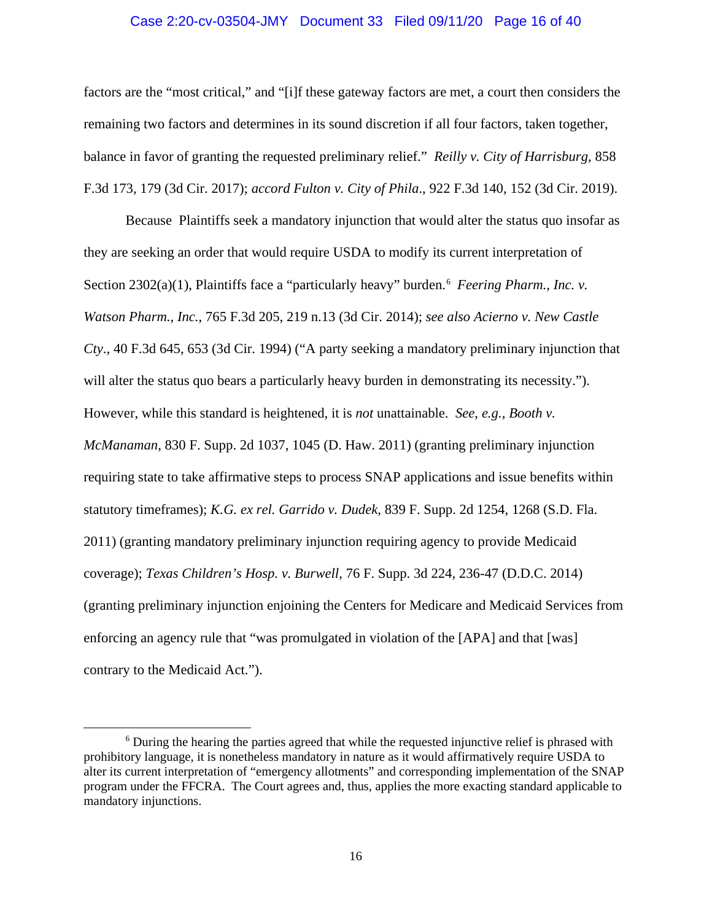factors are the "most critical," and "[i]f these gateway factors are met, a court then considers the remaining two factors and determines in its sound discretion if all four factors, taken together, balance in favor of granting the requested preliminary relief." *Reilly v. City of Harrisburg*, 858 F.3d 173, 179 (3d Cir. 2017); *accord Fulton v. City of Phila*., 922 F.3d 140, 152 (3d Cir. 2019).

Because Plaintiffs seek a mandatory injunction that would alter the status quo insofar as they are seeking an order that would require USDA to modify its current interpretation of Section 2302(a)(1), Plaintiffs face a "particularly heavy" burden.[6] *Feering Pharm., Inc. v. Watson Pharm., Inc.*, 765 F.3d 205, 219 n.13 (3d Cir. 2014); *see also Acierno v. New Castle Cty*., 40 F.3d 645, 653 (3d Cir. 1994) ("A party seeking a mandatory preliminary injunction that will alter the status quo bears a particularly heavy burden in demonstrating its necessity."). However, while this standard is heightened, it is *not* unattainable. *See, e.g.*, *Booth v. McManaman*, 830 F. Supp. 2d 1037, 1045 (D. Haw. 2011) (granting preliminary injunction requiring state to take affirmative steps to process SNAP applications and issue benefits within statutory timeframes); *K.G. ex rel. Garrido v. Dudek*, 839 F. Supp. 2d 1254, 1268 (S.D. Fla. 2011) (granting mandatory preliminary injunction requiring agency to provide Medicaid coverage); *Texas Children's Hosp. v. Burwell*, 76 F. Supp. 3d 224, 236-47 (D.D.C. 2014) (granting preliminary injunction enjoining the Centers for Medicare and Medicaid Services from enforcing an agency rule that "was promulgated in violation of the [APA] and that [was] contrary to the Medicaid Act.").

---

[6] During the hearing the parties agreed that while the requested injunctive relief is phrased with prohibitory language, it is nonetheless mandatory in nature as it would affirmatively require USDA to alter its current interpretation of "emergency allotments" and corresponding implementation of the SNAP program under the FFCRA. The Court agrees and, thus, applies the more exacting standard applicable to mandatory injunctions.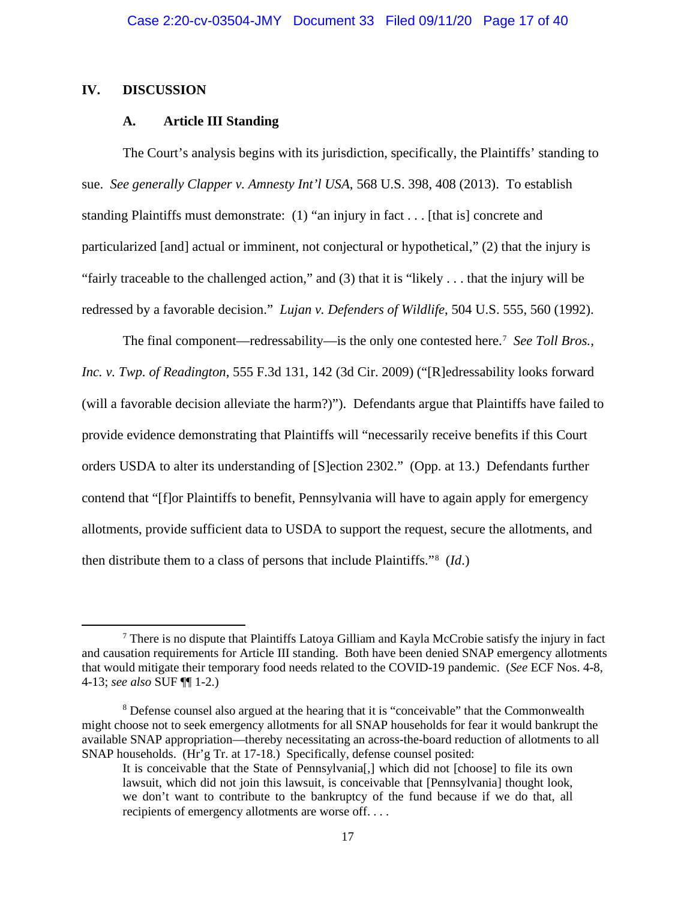## IV. DISCUSSION

### A. Article III Standing

The Court's analysis begins with its jurisdiction, specifically, the Plaintiffs' standing to sue. *See generally Clapper v. Amnesty Int'l USA*, 568 U.S. 398, 408 (2013). To establish standing Plaintiffs must demonstrate: (1) "an injury in fact . . . [that is] concrete and particularized [and] actual or imminent, not conjectural or hypothetical," (2) that the injury is "fairly traceable to the challenged action," and (3) that it is "likely . . . that the injury will be redressed by a favorable decision." *Lujan v. Defenders of Wildlife*, 504 U.S. 555, 560 (1992).

The final component—redressability—is the only one contested here.[7] *See Toll Bros., Inc. v. Twp. of Readington*, 555 F.3d 131, 142 (3d Cir. 2009) ("[R]edressability looks forward (will a favorable decision alleviate the harm?)"). Defendants argue that Plaintiffs have failed to provide evidence demonstrating that Plaintiffs will "necessarily receive benefits if this Court orders USDA to alter its understanding of [S]ection 2302." (Opp. at 13.) Defendants further contend that "[f]or Plaintiffs to benefit, Pennsylvania will have to again apply for emergency allotments, provide sufficient data to USDA to support the request, secure the allotments, and then distribute them to a class of persons that include Plaintiffs."[8] (*Id*.)

---

[7] There is no dispute that Plaintiffs Latoya Gilliam and Kayla McCrobie satisfy the injury in fact and causation requirements for Article III standing. Both have been denied SNAP emergency allotments that would mitigate their temporary food needs related to the COVID-19 pandemic. (*See* ECF Nos. 4-8, 4-13; *see also* SUF ¶¶ 1-2.)

[8] Defense counsel also argued at the hearing that it is "conceivable" that the Commonwealth might choose not to seek emergency allotments for all SNAP households for fear it would bankrupt the available SNAP appropriation—thereby necessitating an across-the-board reduction of allotments to all SNAP households. (Hr'g Tr. at 17-18.) Specifically, defense counsel posited:

> It is conceivable that the State of Pennsylvania[,] which did not [choose] to file its own lawsuit, which did not join this lawsuit, is conceivable that [Pennsylvania] thought look, we don't want to contribute to the bankruptcy of the fund because if we do that, all recipients of emergency allotments are worse off. . . .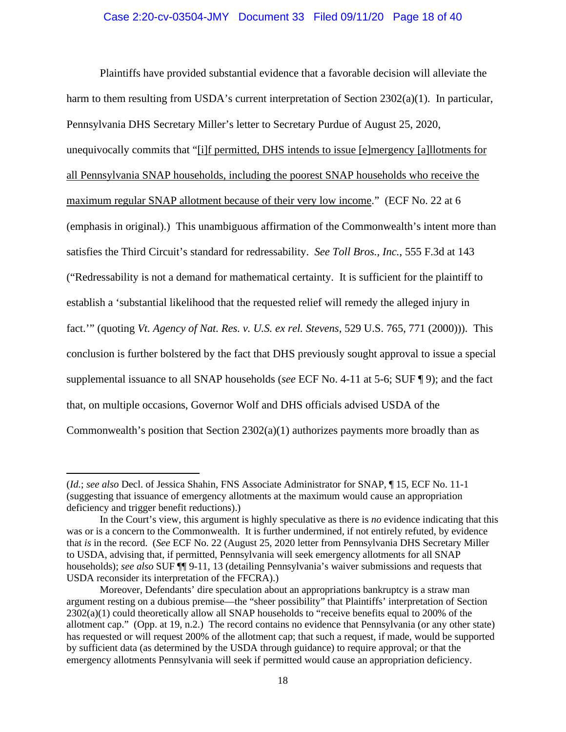Plaintiffs have provided substantial evidence that a favorable decision will alleviate the harm to them resulting from USDA's current interpretation of Section 2302(a)(1). In particular, Pennsylvania DHS Secretary Miller's letter to Secretary Purdue of August 25, 2020, unequivocally commits that "<u>[i]f permitted, DHS intends to issue [e]mergency [a]llotments for all Pennsylvania SNAP households, including the poorest SNAP households who receive the maximum regular SNAP allotment because of their very low income</u>." (ECF No. 22 at 6 (emphasis in original).) This unambiguous affirmation of the Commonwealth's intent more than satisfies the Third Circuit's standard for redressability. *See Toll Bros., Inc.*, 555 F.3d at 143 ("Redressability is not a demand for mathematical certainty. It is sufficient for the plaintiff to establish a 'substantial likelihood that the requested relief will remedy the alleged injury in fact.'" (quoting *Vt. Agency of Nat. Res. v. U.S. ex rel. Stevens*, 529 U.S. 765, 771 (2000))). This conclusion is further bolstered by the fact that DHS previously sought approval to issue a special supplemental issuance to all SNAP households (*see* ECF No. 4-11 at 5-6; SUF ¶ 9); and the fact that, on multiple occasions, Governor Wolf and DHS officials advised USDA of the Commonwealth's position that Section 2302(a)(1) authorizes payments more broadly than as

---

(*Id.*; *see also* Decl. of Jessica Shahin, FNS Associate Administrator for SNAP, ¶ 15, ECF No. 11-1 (suggesting that issuance of emergency allotments at the maximum would cause an appropriation deficiency and trigger benefit reductions).)

In the Court's view, this argument is highly speculative as there is *no* evidence indicating that this was or is a concern to the Commonwealth. It is further undermined, if not entirely refuted, by evidence that *is* in the record. (*See* ECF No. 22 (August 25, 2020 letter from Pennsylvania DHS Secretary Miller to USDA, advising that, if permitted, Pennsylvania will seek emergency allotments for all SNAP households); *see also* SUF ¶¶ 9-11, 13 (detailing Pennsylvania's waiver submissions and requests that USDA reconsider its interpretation of the FFCRA).)

Moreover, Defendants' dire speculation about an appropriations bankruptcy is a straw man argument resting on a dubious premise—the "sheer possibility" that Plaintiffs' interpretation of Section 2302(a)(1) could theoretically allow all SNAP households to "receive benefits equal to 200% of the allotment cap." (Opp. at 19, n.2.) The record contains no evidence that Pennsylvania (or any other state) has requested or will request 200% of the allotment cap; that such a request, if made, would be supported by sufficient data (as determined by the USDA through guidance) to require approval; or that the emergency allotments Pennsylvania will seek if permitted would cause an appropriation deficiency.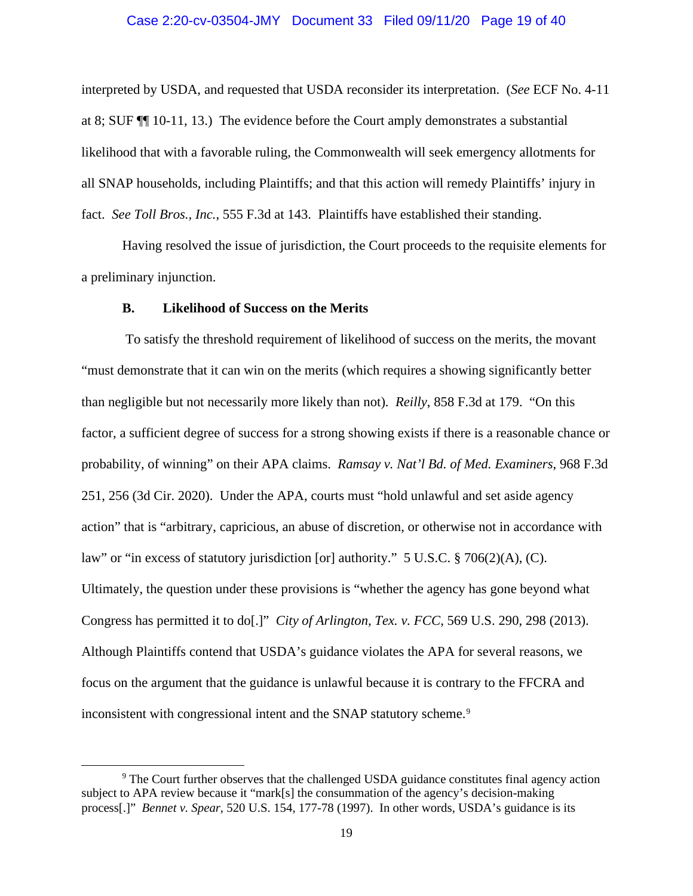interpreted by USDA, and requested that USDA reconsider its interpretation. (*See* ECF No. 4-11 at 8; SUF ¶¶ 10-11, 13.) The evidence before the Court amply demonstrates a substantial likelihood that with a favorable ruling, the Commonwealth will seek emergency allotments for all SNAP households, including Plaintiffs; and that this action will remedy Plaintiffs' injury in fact. *See Toll Bros., Inc.*, 555 F.3d at 143. Plaintiffs have established their standing.

Having resolved the issue of jurisdiction, the Court proceeds to the requisite elements for a preliminary injunction.

### B. Likelihood of Success on the Merits

To satisfy the threshold requirement of likelihood of success on the merits, the movant "must demonstrate that it can win on the merits (which requires a showing significantly better than negligible but not necessarily more likely than not). *Reilly*, 858 F.3d at 179. "On this factor, a sufficient degree of success for a strong showing exists if there is a reasonable chance or probability, of winning" on their APA claims. *Ramsay v. Nat'l Bd. of Med. Examiners*, 968 F.3d 251, 256 (3d Cir. 2020). Under the APA, courts must "hold unlawful and set aside agency action" that is "arbitrary, capricious, an abuse of discretion, or otherwise not in accordance with law" or "in excess of statutory jurisdiction [or] authority." 5 U.S.C. § 706(2)(A), (C). Ultimately, the question under these provisions is "whether the agency has gone beyond what Congress has permitted it to do[.]" *City of Arlington, Tex. v. FCC*, 569 U.S. 290, 298 (2013). Although Plaintiffs contend that USDA's guidance violates the APA for several reasons, we focus on the argument that the guidance is unlawful because it is contrary to the FFCRA and inconsistent with congressional intent and the SNAP statutory scheme.[9]

---

[9] The Court further observes that the challenged USDA guidance constitutes final agency action subject to APA review because it "mark[s] the consummation of the agency's decision-making process[.]" *Bennet v. Spear*, 520 U.S. 154, 177-78 (1997). In other words, USDA's guidance is its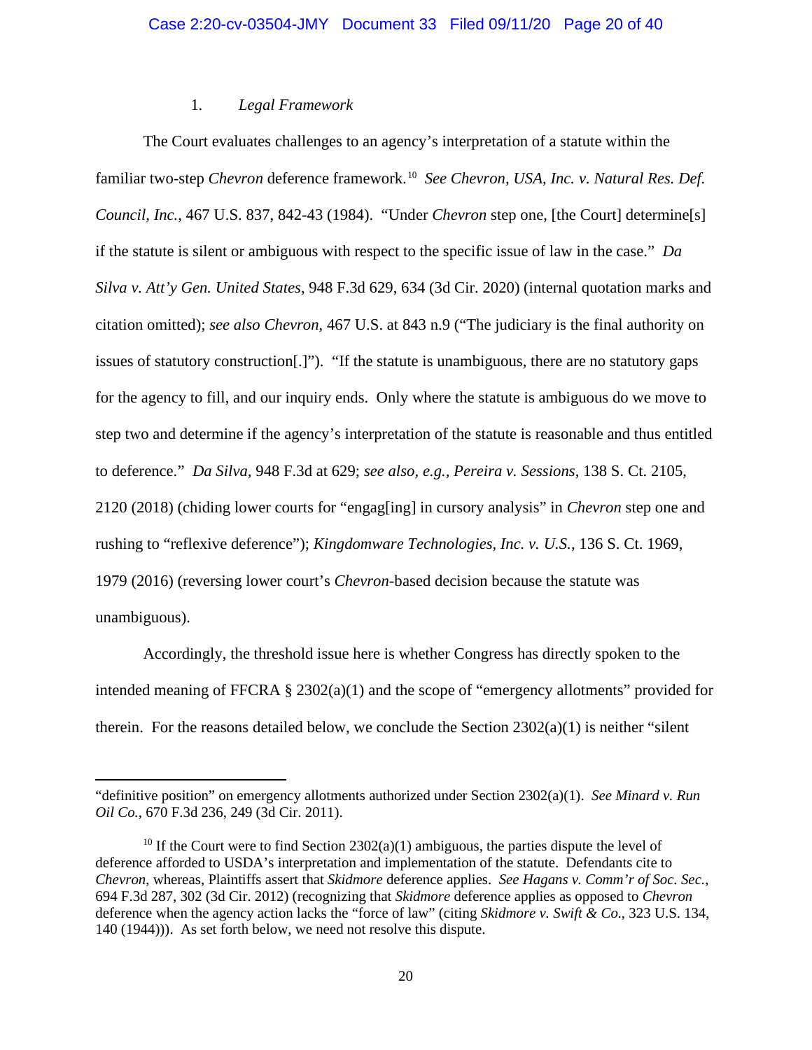### 1. *Legal Framework*

The Court evaluates challenges to an agency's interpretation of a statute within the familiar two-step *Chevron* deference framework.[10] *See Chevron, USA, Inc. v. Natural Res. Def. Council, Inc.*, 467 U.S. 837, 842-43 (1984). "Under *Chevron* step one, [the Court] determine[s] if the statute is silent or ambiguous with respect to the specific issue of law in the case." *Da Silva v. Att'y Gen. United States*, 948 F.3d 629, 634 (3d Cir. 2020) (internal quotation marks and citation omitted); *see also Chevron*, 467 U.S. at 843 n.9 ("The judiciary is the final authority on issues of statutory construction[.]"). "If the statute is unambiguous, there are no statutory gaps for the agency to fill, and our inquiry ends. Only where the statute is ambiguous do we move to step two and determine if the agency's interpretation of the statute is reasonable and thus entitled to deference." *Da Silva*, 948 F.3d at 629; *see also, e.g.*, *Pereira v. Sessions*, 138 S. Ct. 2105, 2120 (2018) (chiding lower courts for "engag[ing] in cursory analysis" in *Chevron* step one and rushing to "reflexive deference"); *Kingdomware Technologies, Inc. v. U.S.*, 136 S. Ct. 1969, 1979 (2016) (reversing lower court's *Chevron*-based decision because the statute was unambiguous).

Accordingly, the threshold issue here is whether Congress has directly spoken to the intended meaning of FFCRA § 2302(a)(1) and the scope of "emergency allotments" provided for therein. For the reasons detailed below, we conclude the Section 2302(a)(1) is neither "silent

---

"definitive position" on emergency allotments authorized under Section 2302(a)(1). *See Minard v. Run Oil Co.*, 670 F.3d 236, 249 (3d Cir. 2011).

[10] If the Court were to find Section 2302(a)(1) ambiguous, the parties dispute the level of deference afforded to USDA's interpretation and implementation of the statute. Defendants cite to *Chevron*, whereas, Plaintiffs assert that *Skidmore* deference applies. *See Hagans v. Comm'r of Soc. Sec.*, 694 F.3d 287, 302 (3d Cir. 2012) (recognizing that *Skidmore* deference applies as opposed to *Chevron* deference when the agency action lacks the "force of law" (citing *Skidmore v. Swift & Co.*, 323 U.S. 134, 140 (1944))). As set forth below, we need not resolve this dispute.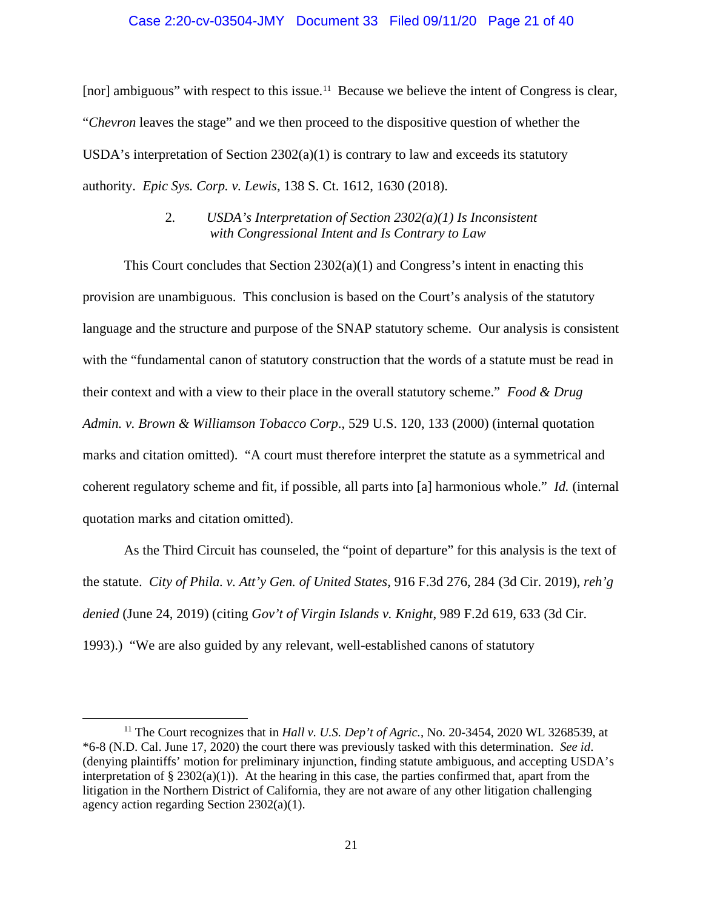[nor] ambiguous" with respect to this issue.[11] Because we believe the intent of Congress is clear, "*Chevron* leaves the stage" and we then proceed to the dispositive question of whether the USDA's interpretation of Section 2302(a)(1) is contrary to law and exceeds its statutory authority. *Epic Sys. Corp. v. Lewis*, 138 S. Ct. 1612, 1630 (2018).

### 2. *USDA's Interpretation of Section 2302(a)(1) Is Inconsistent with Congressional Intent and Is Contrary to Law*

This Court concludes that Section 2302(a)(1) and Congress's intent in enacting this provision are unambiguous. This conclusion is based on the Court's analysis of the statutory language and the structure and purpose of the SNAP statutory scheme. Our analysis is consistent with the "fundamental canon of statutory construction that the words of a statute must be read in their context and with a view to their place in the overall statutory scheme." *Food & Drug Admin. v. Brown & Williamson Tobacco Corp.*, 529 U.S. 120, 133 (2000) (internal quotation marks and citation omitted). "A court must therefore interpret the statute as a symmetrical and coherent regulatory scheme and fit, if possible, all parts into [a] harmonious whole." *Id.* (internal quotation marks and citation omitted).

As the Third Circuit has counseled, the "point of departure" for this analysis is the text of the statute. *City of Phila. v. Att'y Gen. of United States*, 916 F.3d 276, 284 (3d Cir. 2019), *reh'g denied* (June 24, 2019) (citing *Gov't of Virgin Islands v. Knight*, 989 F.2d 619, 633 (3d Cir. 1993).) "We are also guided by any relevant, well-established canons of statutory

---

[11] The Court recognizes that in *Hall v. U.S. Dep't of Agric.*, No. 20-3454, 2020 WL 3268539, at *6-8 (N.D. Cal. June 17, 2020) the court there was previously tasked with this determination. *See id*. (denying plaintiffs' motion for preliminary injunction, finding statute ambiguous, and accepting USDA's interpretation of § 2302(a)(1)). At the hearing in this case, the parties confirmed that, apart from the litigation in the Northern District of California, they are not aware of any other litigation challenging agency action regarding Section 2302(a)(1).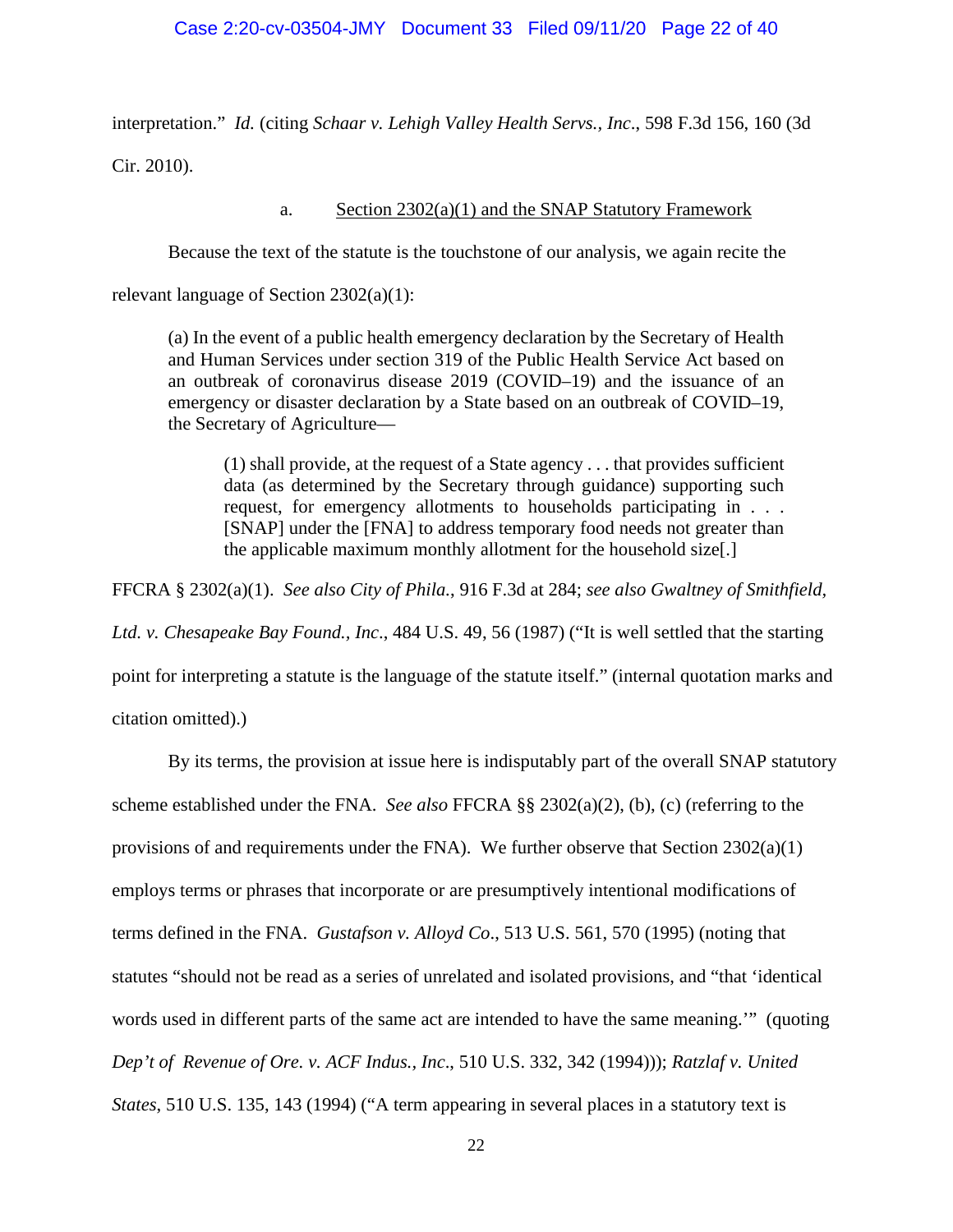interpretation." *Id.* (citing *Schaar v. Lehigh Valley Health Servs., Inc*., 598 F.3d 156, 160 (3d Cir. 2010).

a. Section 2302(a)(1) and the SNAP Statutory Framework

Because the text of the statute is the touchstone of our analysis, we again recite the relevant language of Section 2302(a)(1):

> (a) In the event of a public health emergency declaration by the Secretary of Health and Human Services under section 319 of the Public Health Service Act based on an outbreak of coronavirus disease 2019 (COVID–19) and the issuance of an emergency or disaster declaration by a State based on an outbreak of COVID–19, the Secretary of Agriculture—
>
> > (1) shall provide, at the request of a State agency . . . that provides sufficient data (as determined by the Secretary through guidance) supporting such request, for emergency allotments to households participating in . . . [SNAP] under the [FNA] to address temporary food needs not greater than the applicable maximum monthly allotment for the household size[.]

FFCRA § 2302(a)(1). *See also City of Phila.*, 916 F.3d at 284; *see also Gwaltney of Smithfield, Ltd. v. Chesapeake Bay Found., Inc*., 484 U.S. 49, 56 (1987) ("It is well settled that the starting point for interpreting a statute is the language of the statute itself." (internal quotation marks and citation omitted).)

By its terms, the provision at issue here is indisputably part of the overall SNAP statutory scheme established under the FNA. *See also* FFCRA §§ 2302(a)(2), (b), (c) (referring to the provisions of and requirements under the FNA). We further observe that Section 2302(a)(1) employs terms or phrases that incorporate or are presumptively intentional modifications of terms defined in the FNA. *Gustafson v. Alloyd Co*., 513 U.S. 561, 570 (1995) (noting that statutes "should not be read as a series of unrelated and isolated provisions, and "that 'identical words used in different parts of the same act are intended to have the same meaning.'" (quoting *Dep't of Revenue of Ore. v. ACF Indus., Inc*., 510 U.S. 332, 342 (1994))); *Ratzlaf v. United States*, 510 U.S. 135, 143 (1994) ("A term appearing in several places in a statutory text is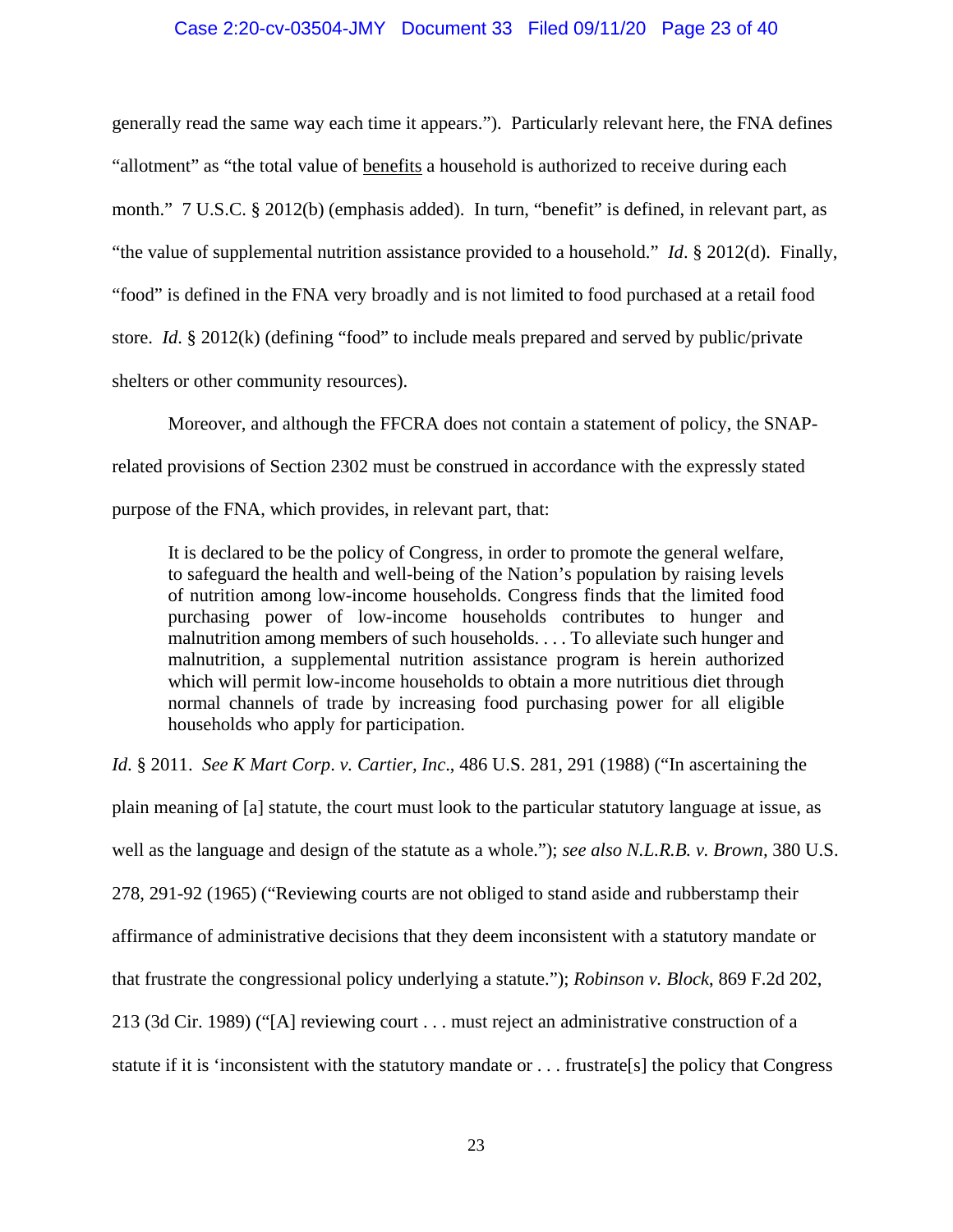generally read the same way each time it appears."). Particularly relevant here, the FNA defines "allotment" as "the total value of <u>benefits</u> a household is authorized to receive during each month." 7 U.S.C. § 2012(b) (emphasis added). In turn, "benefit" is defined, in relevant part, as "the value of supplemental nutrition assistance provided to a household." *Id*. § 2012(d). Finally, "food" is defined in the FNA very broadly and is not limited to food purchased at a retail food store. *Id*. § 2012(k) (defining "food" to include meals prepared and served by public/private shelters or other community resources).

Moreover, and although the FFCRA does not contain a statement of policy, the SNAP-related provisions of Section 2302 must be construed in accordance with the expressly stated purpose of the FNA, which provides, in relevant part, that:

> It is declared to be the policy of Congress, in order to promote the general welfare, to safeguard the health and well-being of the Nation's population by raising levels of nutrition among low-income households. Congress finds that the limited food purchasing power of low-income households contributes to hunger and malnutrition among members of such households. . . . To alleviate such hunger and malnutrition, a supplemental nutrition assistance program is herein authorized which will permit low-income households to obtain a more nutritious diet through normal channels of trade by increasing food purchasing power for all eligible households who apply for participation.

*Id.* § 2011. *See K Mart Corp*. *v. Cartier, Inc*., 486 U.S. 281, 291 (1988) ("In ascertaining the plain meaning of [a] statute, the court must look to the particular statutory language at issue, as well as the language and design of the statute as a whole."); *see also N.L.R.B. v. Brown,* 380 U.S. 278, 291-92 (1965) ("Reviewing courts are not obliged to stand aside and rubberstamp their affirmance of administrative decisions that they deem inconsistent with a statutory mandate or that frustrate the congressional policy underlying a statute."); *Robinson v. Block*, 869 F.2d 202, 213 (3d Cir. 1989) ("[A] reviewing court . . . must reject an administrative construction of a statute if it is 'inconsistent with the statutory mandate or . . . frustrate[s] the policy that Congress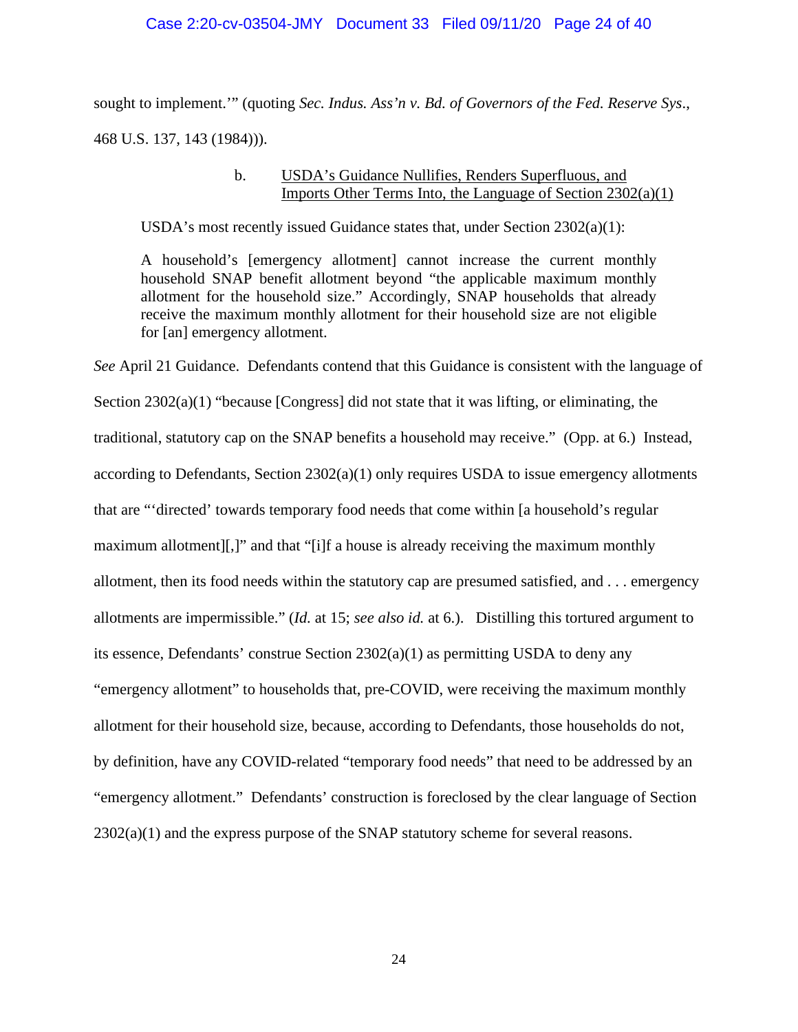sought to implement.'" (quoting *Sec. Indus. Ass'n v. Bd. of Governors of the Fed. Reserve Sys*., 468 U.S. 137, 143 (1984))).

b. <u>USDA's Guidance Nullifies, Renders Superfluous, and Imports Other Terms Into, the Language of Section 2302(a)(1)</u>

USDA's most recently issued Guidance states that, under Section 2302(a)(1):

> A household's [emergency allotment] cannot increase the current monthly household SNAP benefit allotment beyond "the applicable maximum monthly allotment for the household size." Accordingly, SNAP households that already receive the maximum monthly allotment for their household size are not eligible for [an] emergency allotment.

*See* April 21 Guidance. Defendants contend that this Guidance is consistent with the language of Section 2302(a)(1) "because [Congress] did not state that it was lifting, or eliminating, the traditional, statutory cap on the SNAP benefits a household may receive." (Opp. at 6.) Instead, according to Defendants, Section 2302(a)(1) only requires USDA to issue emergency allotments that are "'directed' towards temporary food needs that come within [a household's regular maximum allotment][,]" and that "[i]f a house is already receiving the maximum monthly allotment, then its food needs within the statutory cap are presumed satisfied, and . . . emergency allotments are impermissible." (*Id.* at 15; *see also id.* at 6.). Distilling this tortured argument to its essence, Defendants' construe Section 2302(a)(1) as permitting USDA to deny any "emergency allotment" to households that, pre-COVID, were receiving the maximum monthly allotment for their household size, because, according to Defendants, those households do not, by definition, have any COVID-related "temporary food needs" that need to be addressed by an "emergency allotment." Defendants' construction is foreclosed by the clear language of Section 2302(a)(1) and the express purpose of the SNAP statutory scheme for several reasons.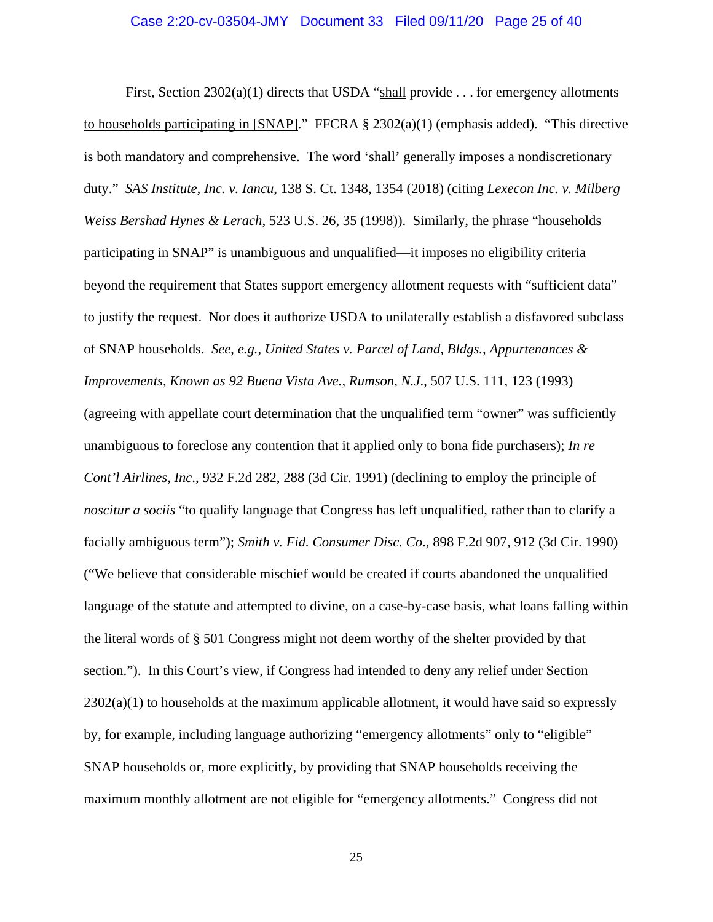First, Section 2302(a)(1) directs that USDA "<u>shall</u> provide . . . for emergency allotments <u>to households participating in [SNAP]</u>." FFCRA § 2302(a)(1) (emphasis added). "This directive is both mandatory and comprehensive. The word 'shall' generally imposes a nondiscretionary duty." *SAS Institute, Inc. v. Iancu*, 138 S. Ct. 1348, 1354 (2018) (citing *Lexecon Inc. v. Milberg Weiss Bershad Hynes & Lerach*, 523 U.S. 26, 35 (1998)). Similarly, the phrase "households participating in SNAP" is unambiguous and unqualified—it imposes no eligibility criteria beyond the requirement that States support emergency allotment requests with "sufficient data" to justify the request. Nor does it authorize USDA to unilaterally establish a disfavored subclass of SNAP households. *See, e.g.*, *United States v. Parcel of Land, Bldgs., Appurtenances & Improvements, Known as 92 Buena Vista Ave., Rumson, N.J.*, 507 U.S. 111, 123 (1993) (agreeing with appellate court determination that the unqualified term "owner" was sufficiently unambiguous to foreclose any contention that it applied only to bona fide purchasers); *In re Cont'l Airlines, Inc.*, 932 F.2d 282, 288 (3d Cir. 1991) (declining to employ the principle of *noscitur a sociis* "to qualify language that Congress has left unqualified, rather than to clarify a facially ambiguous term"); *Smith v. Fid. Consumer Disc. Co*., 898 F.2d 907, 912 (3d Cir. 1990) ("We believe that considerable mischief would be created if courts abandoned the unqualified language of the statute and attempted to divine, on a case-by-case basis, what loans falling within the literal words of § 501 Congress might not deem worthy of the shelter provided by that section."). In this Court's view, if Congress had intended to deny any relief under Section 2302(a)(1) to households at the maximum applicable allotment, it would have said so expressly by, for example, including language authorizing "emergency allotments" only to "eligible" SNAP households or, more explicitly, by providing that SNAP households receiving the maximum monthly allotment are not eligible for "emergency allotments." Congress did not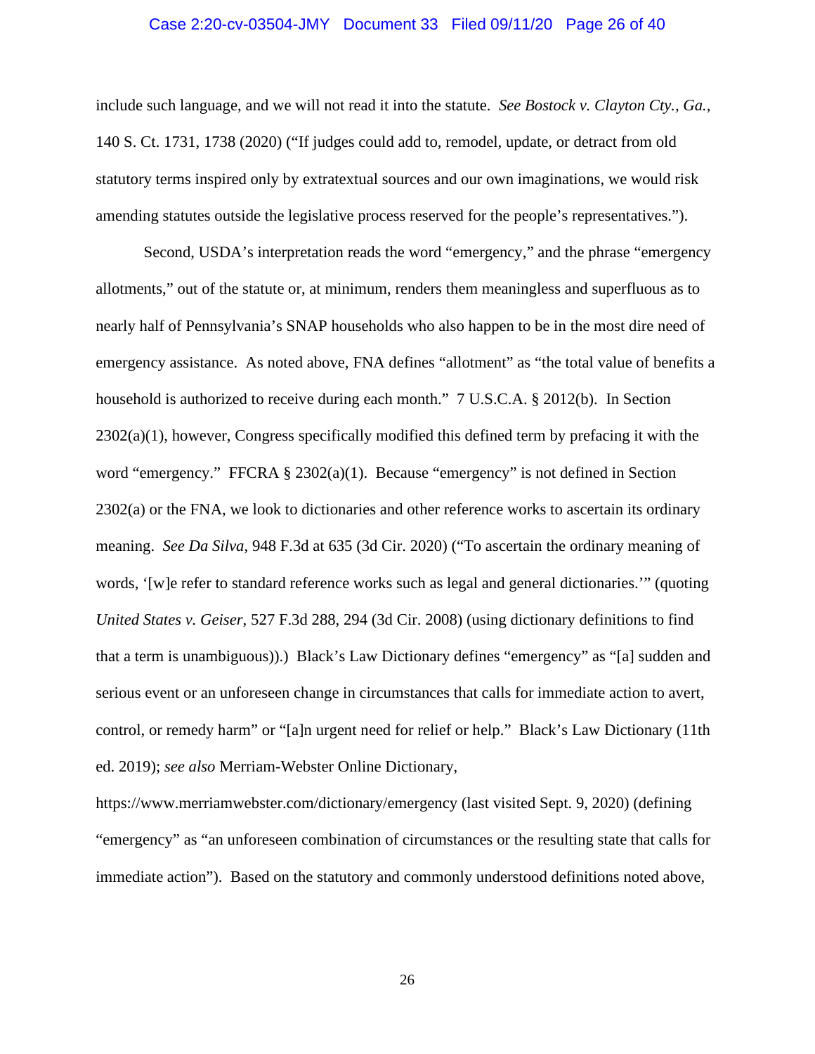include such language, and we will not read it into the statute. *See Bostock v. Clayton Cty., Ga.*, 140 S. Ct. 1731, 1738 (2020) ("If judges could add to, remodel, update, or detract from old statutory terms inspired only by extratextual sources and our own imaginations, we would risk amending statutes outside the legislative process reserved for the people's representatives.").

Second, USDA's interpretation reads the word "emergency," and the phrase "emergency allotments," out of the statute or, at minimum, renders them meaningless and superfluous as to nearly half of Pennsylvania's SNAP households who also happen to be in the most dire need of emergency assistance. As noted above, FNA defines "allotment" as "the total value of benefits a household is authorized to receive during each month." 7 U.S.C.A. § 2012(b). In Section 2302(a)(1), however, Congress specifically modified this defined term by prefacing it with the word "emergency." FFCRA § 2302(a)(1). Because "emergency" is not defined in Section 2302(a) or the FNA, we look to dictionaries and other reference works to ascertain its ordinary meaning. *See Da Silva*, 948 F.3d at 635 (3d Cir. 2020) ("To ascertain the ordinary meaning of words, '[w]e refer to standard reference works such as legal and general dictionaries.'" (quoting *United States v. Geiser*, 527 F.3d 288, 294 (3d Cir. 2008) (using dictionary definitions to find that a term is unambiguous)).) Black's Law Dictionary defines "emergency" as "[a] sudden and serious event or an unforeseen change in circumstances that calls for immediate action to avert, control, or remedy harm" or "[a]n urgent need for relief or help." Black's Law Dictionary (11th ed. 2019); *see also* Merriam-Webster Online Dictionary, https://www.merriamwebster.com/dictionary/emergency (last visited Sept. 9, 2020) (defining "emergency" as "an unforeseen combination of circumstances or the resulting state that calls for immediate action"). Based on the statutory and commonly understood definitions noted above,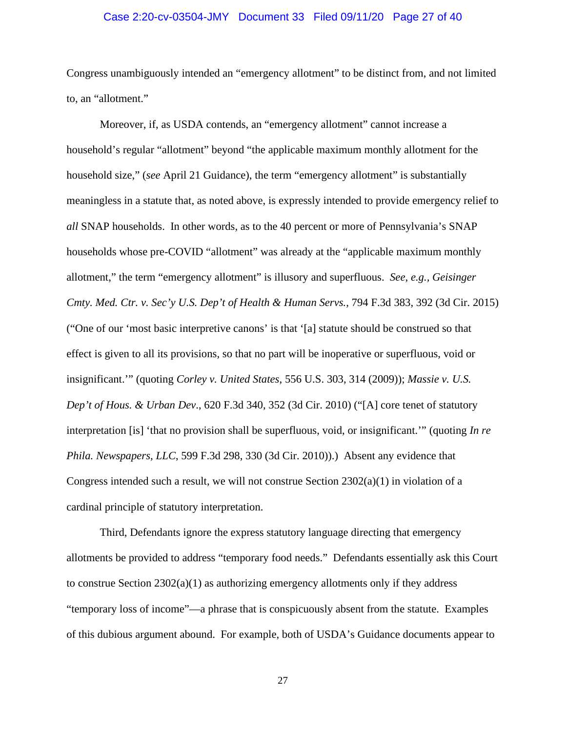Congress unambiguously intended an "emergency allotment" to be distinct from, and not limited to, an "allotment."

Moreover, if, as USDA contends, an "emergency allotment" cannot increase a household's regular "allotment" beyond "the applicable maximum monthly allotment for the household size," (*see* April 21 Guidance), the term "emergency allotment" is substantially meaningless in a statute that, as noted above, is expressly intended to provide emergency relief to *all* SNAP households. In other words, as to the 40 percent or more of Pennsylvania's SNAP households whose pre-COVID "allotment" was already at the "applicable maximum monthly allotment," the term "emergency allotment" is illusory and superfluous. *See, e.g.*, *Geisinger Cmty. Med. Ctr. v. Sec'y U.S. Dep't of Health & Human Servs.*, 794 F.3d 383, 392 (3d Cir. 2015) ("One of our 'most basic interpretive canons' is that '[a] statute should be construed so that effect is given to all its provisions, so that no part will be inoperative or superfluous, void or insignificant.'" (quoting *Corley v. United States*, 556 U.S. 303, 314 (2009)); *Massie v. U.S. Dep't of Hous. & Urban Dev*., 620 F.3d 340, 352 (3d Cir. 2010) ("[A] core tenet of statutory interpretation [is] 'that no provision shall be superfluous, void, or insignificant.'" (quoting *In re Phila. Newspapers, LLC*, 599 F.3d 298, 330 (3d Cir. 2010)).) Absent any evidence that Congress intended such a result, we will not construe Section 2302(a)(1) in violation of a cardinal principle of statutory interpretation.

Third, Defendants ignore the express statutory language directing that emergency allotments be provided to address "temporary food needs." Defendants essentially ask this Court to construe Section 2302(a)(1) as authorizing emergency allotments only if they address "temporary loss of income"—a phrase that is conspicuously absent from the statute. Examples of this dubious argument abound. For example, both of USDA's Guidance documents appear to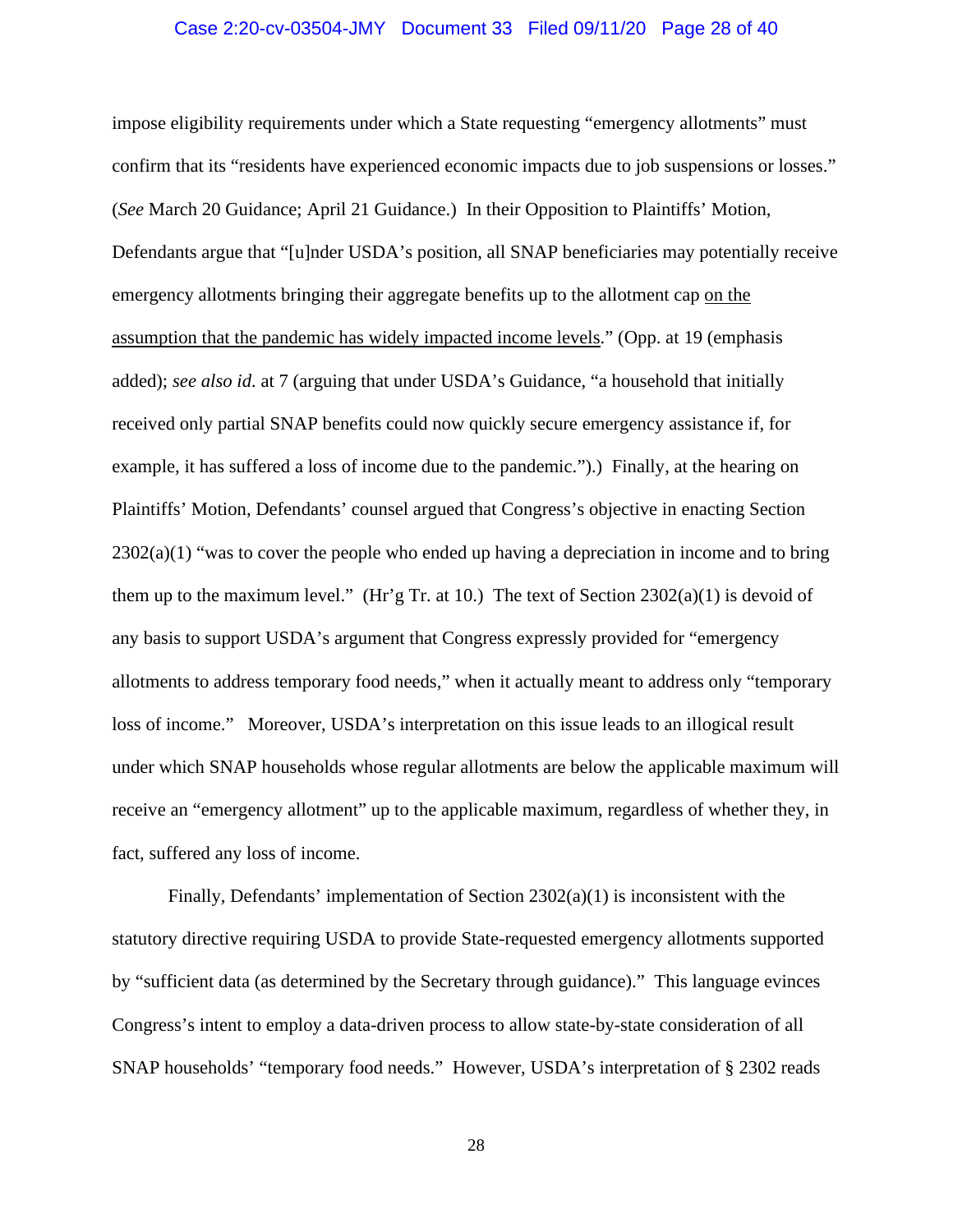impose eligibility requirements under which a State requesting "emergency allotments" must confirm that its "residents have experienced economic impacts due to job suspensions or losses." (*See* March 20 Guidance; April 21 Guidance.) In their Opposition to Plaintiffs' Motion, Defendants argue that "[u]nder USDA's position, all SNAP beneficiaries may potentially receive emergency allotments bringing their aggregate benefits up to the allotment cap <u>on the assumption that the pandemic has widely impacted income levels</u>." (Opp. at 19 (emphasis added); *see also id.* at 7 (arguing that under USDA's Guidance, "a household that initially received only partial SNAP benefits could now quickly secure emergency assistance if, for example, it has suffered a loss of income due to the pandemic.").) Finally, at the hearing on Plaintiffs' Motion, Defendants' counsel argued that Congress's objective in enacting Section 2302(a)(1) "was to cover the people who ended up having a depreciation in income and to bring them up to the maximum level." (Hr'g Tr. at 10.) The text of Section 2302(a)(1) is devoid of any basis to support USDA's argument that Congress expressly provided for "emergency allotments to address temporary food needs," when it actually meant to address only "temporary loss of income." Moreover, USDA's interpretation on this issue leads to an illogical result under which SNAP households whose regular allotments are below the applicable maximum will receive an "emergency allotment" up to the applicable maximum, regardless of whether they, in fact, suffered any loss of income.

Finally, Defendants' implementation of Section 2302(a)(1) is inconsistent with the statutory directive requiring USDA to provide State-requested emergency allotments supported by "sufficient data (as determined by the Secretary through guidance)." This language evinces Congress's intent to employ a data-driven process to allow state-by-state consideration of all SNAP households' "temporary food needs." However, USDA's interpretation of § 2302 reads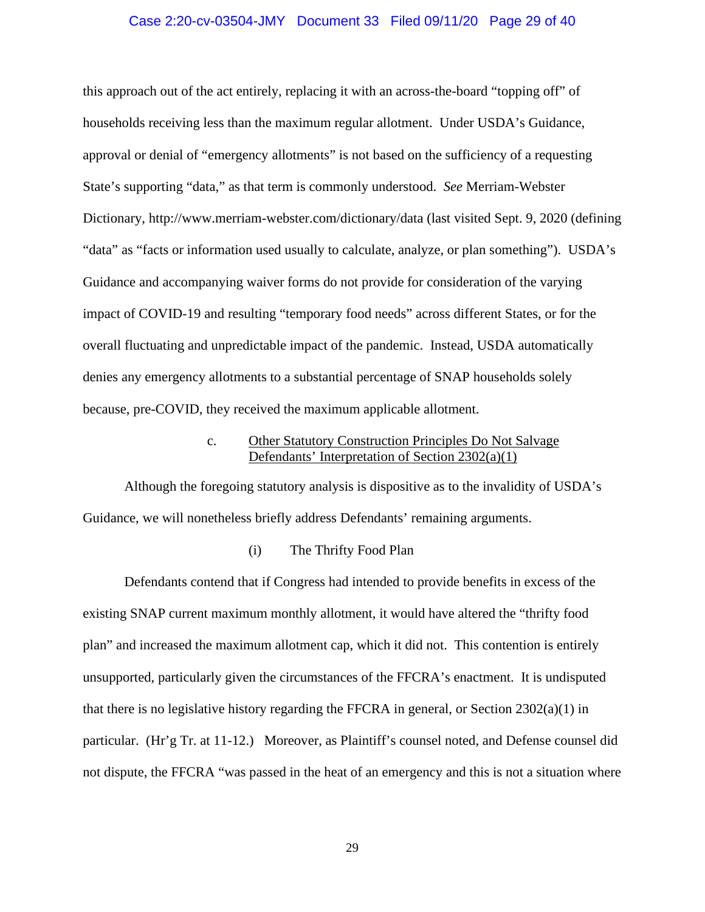this approach out of the act entirely, replacing it with an across-the-board "topping off" of households receiving less than the maximum regular allotment. Under USDA's Guidance, approval or denial of "emergency allotments" is not based on the sufficiency of a requesting State's supporting "data," as that term is commonly understood. *See* Merriam-Webster Dictionary, http://www.merriam-webster.com/dictionary/data (last visited Sept. 9, 2020 (defining "data" as "facts or information used usually to calculate, analyze, or plan something"). USDA's Guidance and accompanying waiver forms do not provide for consideration of the varying impact of COVID-19 and resulting "temporary food needs" across different States, or for the overall fluctuating and unpredictable impact of the pandemic. Instead, USDA automatically denies any emergency allotments to a substantial percentage of SNAP households solely because, pre-COVID, they received the maximum applicable allotment.

c. Other Statutory Construction Principles Do Not Salvage Defendants' Interpretation of Section 2302(a)(1)

Although the foregoing statutory analysis is dispositive as to the invalidity of USDA's Guidance, we will nonetheless briefly address Defendants' remaining arguments.

(i) The Thrifty Food Plan

Defendants contend that if Congress had intended to provide benefits in excess of the existing SNAP current maximum monthly allotment, it would have altered the "thrifty food plan" and increased the maximum allotment cap, which it did not. This contention is entirely unsupported, particularly given the circumstances of the FFCRA's enactment. It is undisputed that there is no legislative history regarding the FFCRA in general, or Section 2302(a)(1) in particular. (Hr'g Tr. at 11-12.) Moreover, as Plaintiff's counsel noted, and Defense counsel did not dispute, the FFCRA "was passed in the heat of an emergency and this is not a situation where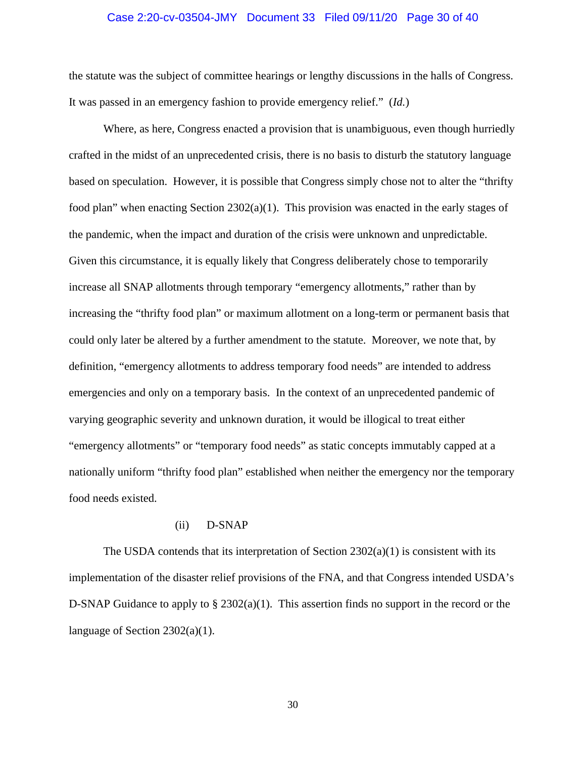the statute was the subject of committee hearings or lengthy discussions in the halls of Congress. It was passed in an emergency fashion to provide emergency relief." (*Id.*)

Where, as here, Congress enacted a provision that is unambiguous, even though hurriedly crafted in the midst of an unprecedented crisis, there is no basis to disturb the statutory language based on speculation. However, it is possible that Congress simply chose not to alter the "thrifty food plan" when enacting Section 2302(a)(1). This provision was enacted in the early stages of the pandemic, when the impact and duration of the crisis were unknown and unpredictable. Given this circumstance, it is equally likely that Congress deliberately chose to temporarily increase all SNAP allotments through temporary "emergency allotments," rather than by increasing the "thrifty food plan" or maximum allotment on a long-term or permanent basis that could only later be altered by a further amendment to the statute. Moreover, we note that, by definition, "emergency allotments to address temporary food needs" are intended to address emergencies and only on a temporary basis. In the context of an unprecedented pandemic of varying geographic severity and unknown duration, it would be illogical to treat either "emergency allotments" or "temporary food needs" as static concepts immutably capped at a nationally uniform "thrifty food plan" established when neither the emergency nor the temporary food needs existed.

(ii) D-SNAP

The USDA contends that its interpretation of Section 2302(a)(1) is consistent with its implementation of the disaster relief provisions of the FNA, and that Congress intended USDA's D-SNAP Guidance to apply to § 2302(a)(1). This assertion finds no support in the record or the language of Section 2302(a)(1).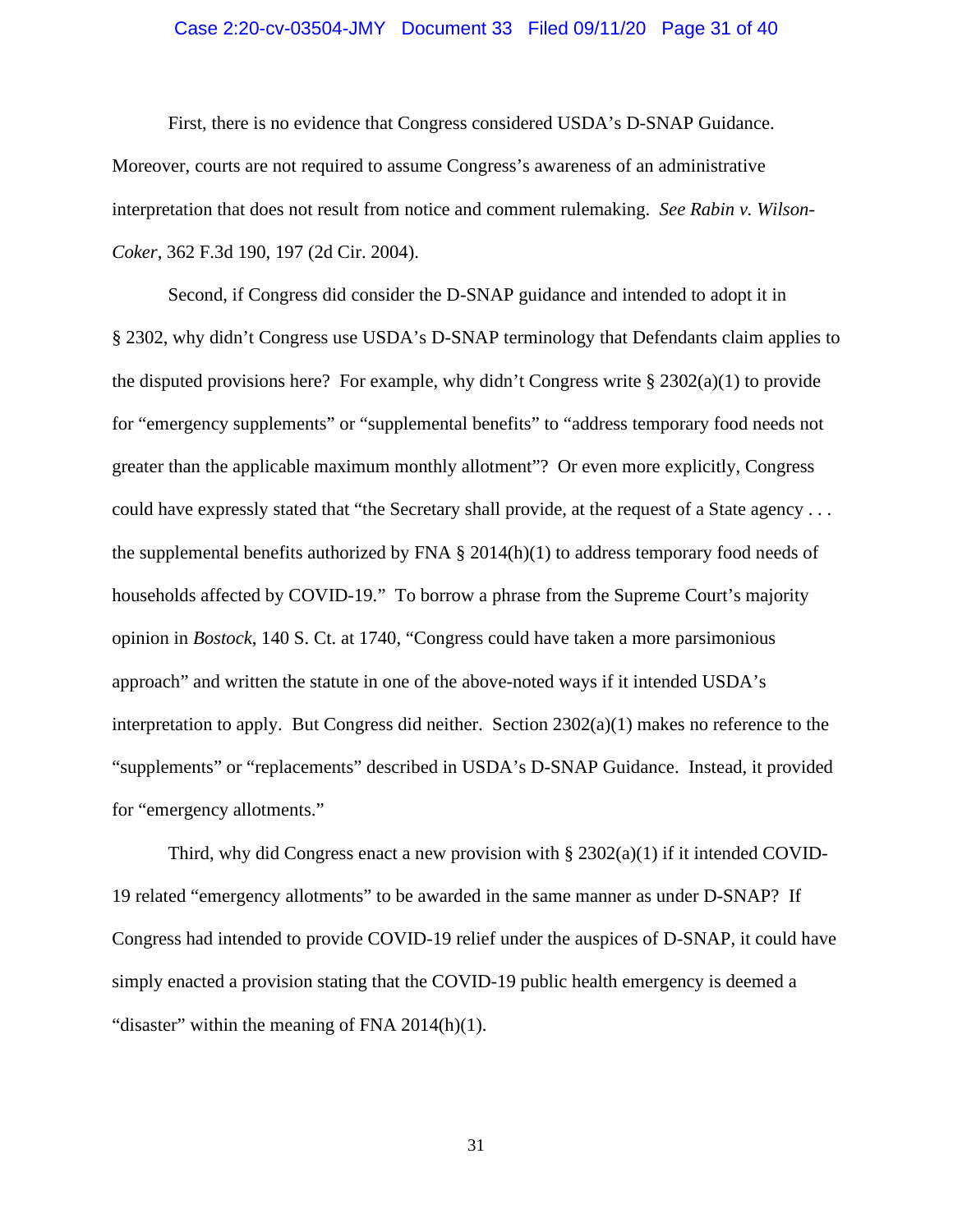First, there is no evidence that Congress considered USDA's D-SNAP Guidance. Moreover, courts are not required to assume Congress's awareness of an administrative interpretation that does not result from notice and comment rulemaking. *See Rabin v. Wilson-Coker*, 362 F.3d 190, 197 (2d Cir. 2004).

Second, if Congress did consider the D-SNAP guidance and intended to adopt it in § 2302, why didn't Congress use USDA's D-SNAP terminology that Defendants claim applies to the disputed provisions here? For example, why didn't Congress write § 2302(a)(1) to provide for "emergency supplements" or "supplemental benefits" to "address temporary food needs not greater than the applicable maximum monthly allotment"? Or even more explicitly, Congress could have expressly stated that "the Secretary shall provide, at the request of a State agency . . . the supplemental benefits authorized by FNA § 2014(h)(1) to address temporary food needs of households affected by COVID-19." To borrow a phrase from the Supreme Court's majority opinion in *Bostock*, 140 S. Ct. at 1740, "Congress could have taken a more parsimonious approach" and written the statute in one of the above-noted ways if it intended USDA's interpretation to apply. But Congress did neither. Section 2302(a)(1) makes no reference to the "supplements" or "replacements" described in USDA's D-SNAP Guidance. Instead, it provided for "emergency allotments."

Third, why did Congress enact a new provision with § 2302(a)(1) if it intended COVID-19 related "emergency allotments" to be awarded in the same manner as under D-SNAP? If Congress had intended to provide COVID-19 relief under the auspices of D-SNAP, it could have simply enacted a provision stating that the COVID-19 public health emergency is deemed a "disaster" within the meaning of FNA 2014(h)(1).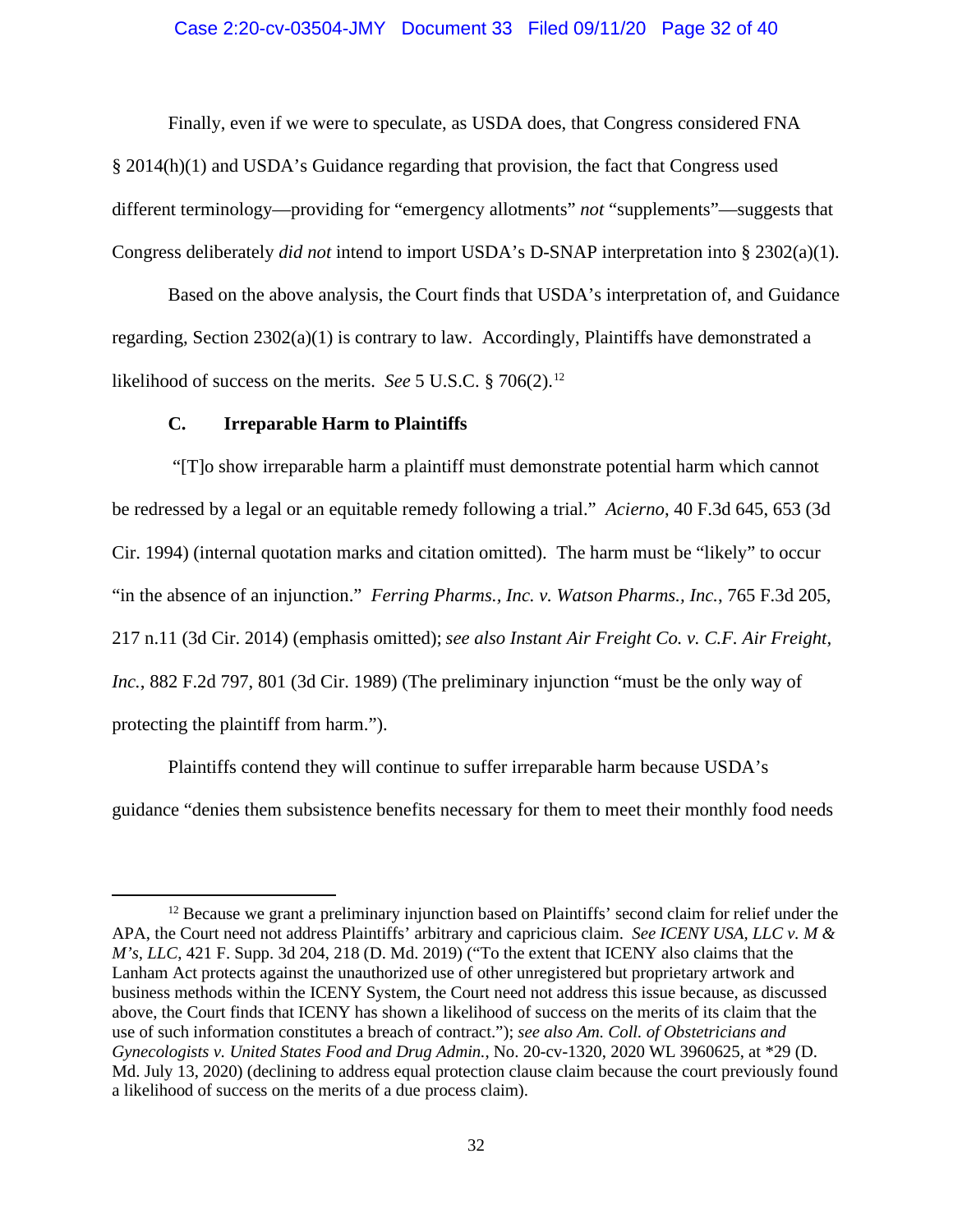Finally, even if we were to speculate, as USDA does, that Congress considered FNA § 2014(h)(1) and USDA's Guidance regarding that provision, the fact that Congress used different terminology—providing for "emergency allotments" *not* "supplements"—suggests that Congress deliberately *did not* intend to import USDA's D-SNAP interpretation into § 2302(a)(1).

Based on the above analysis, the Court finds that USDA's interpretation of, and Guidance regarding, Section 2302(a)(1) is contrary to law. Accordingly, Plaintiffs have demonstrated a likelihood of success on the merits. *See* 5 U.S.C. § 706(2).[12]

### C. Irreparable Harm to Plaintiffs

"[T]o show irreparable harm a plaintiff must demonstrate potential harm which cannot be redressed by a legal or an equitable remedy following a trial." *Acierno*, 40 F.3d 645, 653 (3d Cir. 1994) (internal quotation marks and citation omitted). The harm must be "likely" to occur "in the absence of an injunction." *Ferring Pharms., Inc. v. Watson Pharms., Inc.*, 765 F.3d 205, 217 n.11 (3d Cir. 2014) (emphasis omitted); *see also Instant Air Freight Co. v. C.F. Air Freight, Inc.*, 882 F.2d 797, 801 (3d Cir. 1989) (The preliminary injunction "must be the only way of protecting the plaintiff from harm.").

Plaintiffs contend they will continue to suffer irreparable harm because USDA's guidance "denies them subsistence benefits necessary for them to meet their monthly food needs

---

[12] Because we grant a preliminary injunction based on Plaintiffs' second claim for relief under the APA, the Court need not address Plaintiffs' arbitrary and capricious claim. *See ICENY USA, LLC v. M & M's, LLC*, 421 F. Supp. 3d 204, 218 (D. Md. 2019) ("To the extent that ICENY also claims that the Lanham Act protects against the unauthorized use of other unregistered but proprietary artwork and business methods within the ICENY System, the Court need not address this issue because, as discussed above, the Court finds that ICENY has shown a likelihood of success on the merits of its claim that the use of such information constitutes a breach of contract."); *see also Am. Coll. of Obstetricians and Gynecologists v. United States Food and Drug Admin.*, No. 20-cv-1320, 2020 WL 3960625, at *29 (D. Md. July 13, 2020) (declining to address equal protection clause claim because the court previously found a likelihood of success on the merits of a due process claim).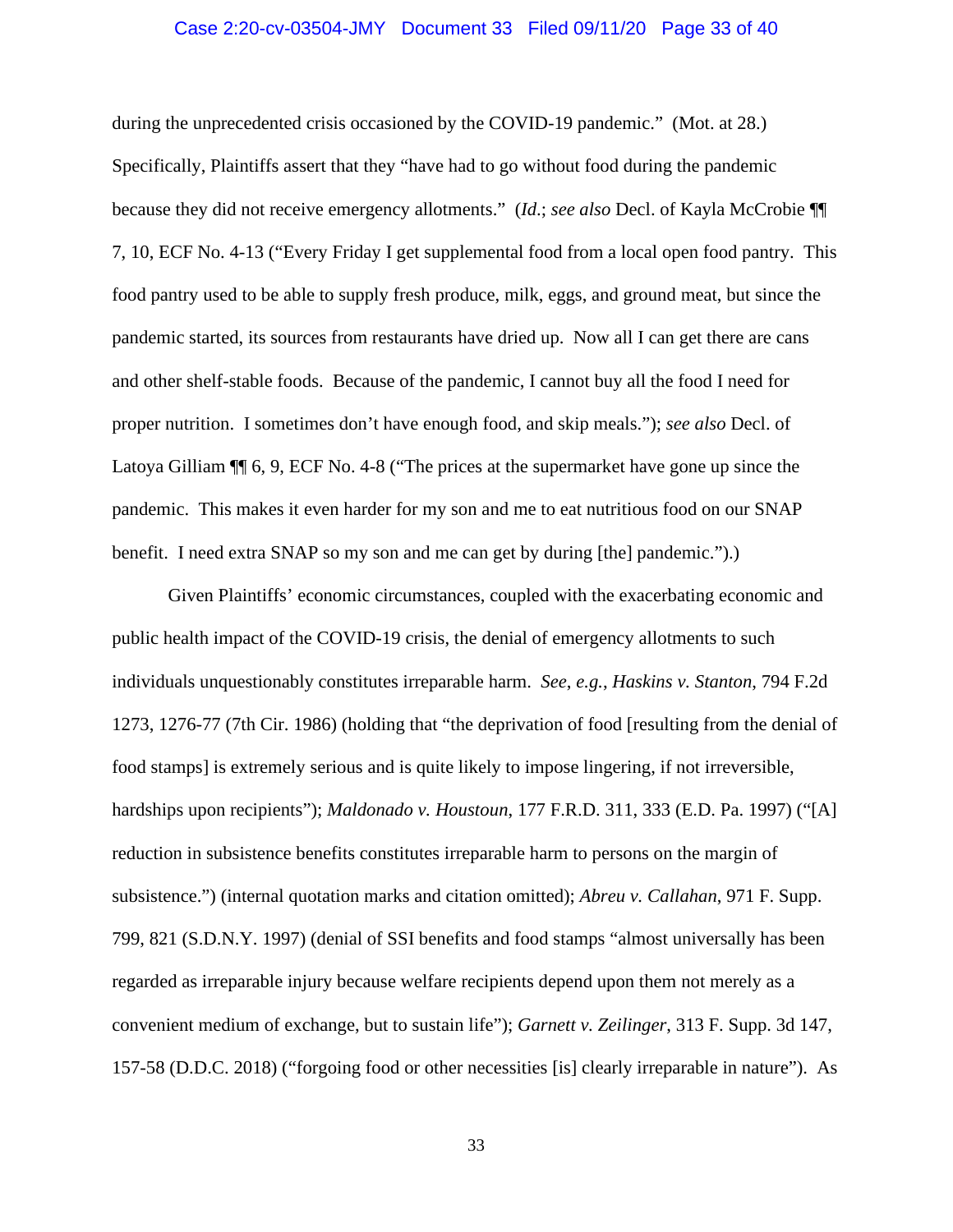during the unprecedented crisis occasioned by the COVID-19 pandemic." (Mot. at 28.) Specifically, Plaintiffs assert that they "have had to go without food during the pandemic because they did not receive emergency allotments." (*Id.*; *see also* Decl. of Kayla McCrobie ¶¶ 7, 10, ECF No. 4-13 ("Every Friday I get supplemental food from a local open food pantry. This food pantry used to be able to supply fresh produce, milk, eggs, and ground meat, but since the pandemic started, its sources from restaurants have dried up. Now all I can get there are cans and other shelf-stable foods. Because of the pandemic, I cannot buy all the food I need for proper nutrition. I sometimes don't have enough food, and skip meals."); *see also* Decl. of Latoya Gilliam ¶¶ 6, 9, ECF No. 4-8 ("The prices at the supermarket have gone up since the pandemic. This makes it even harder for my son and me to eat nutritious food on our SNAP benefit. I need extra SNAP so my son and me can get by during [the] pandemic.").)

Given Plaintiffs' economic circumstances, coupled with the exacerbating economic and public health impact of the COVID-19 crisis, the denial of emergency allotments to such individuals unquestionably constitutes irreparable harm. *See, e.g.*, *Haskins v. Stanton*, 794 F.2d 1273, 1276-77 (7th Cir. 1986) (holding that "the deprivation of food [resulting from the denial of food stamps] is extremely serious and is quite likely to impose lingering, if not irreversible, hardships upon recipients"); *Maldonado v. Houstoun*, 177 F.R.D. 311, 333 (E.D. Pa. 1997) ("[A] reduction in subsistence benefits constitutes irreparable harm to persons on the margin of subsistence.") (internal quotation marks and citation omitted); *Abreu v. Callahan*, 971 F. Supp. 799, 821 (S.D.N.Y. 1997) (denial of SSI benefits and food stamps "almost universally has been regarded as irreparable injury because welfare recipients depend upon them not merely as a convenient medium of exchange, but to sustain life"); *Garnett v. Zeilinger*, 313 F. Supp. 3d 147, 157-58 (D.D.C. 2018) ("forgoing food or other necessities [is] clearly irreparable in nature"). As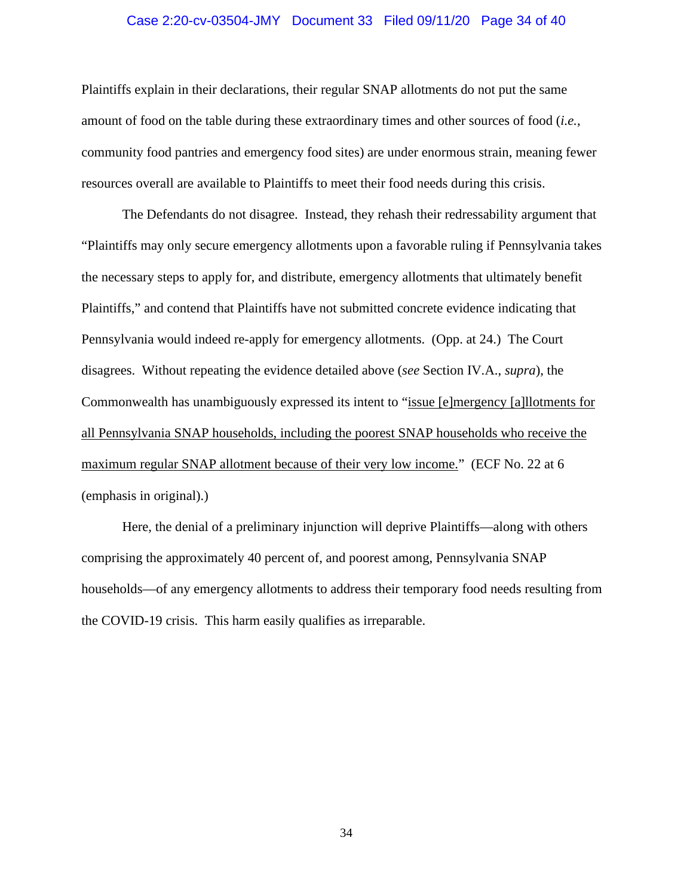Plaintiffs explain in their declarations, their regular SNAP allotments do not put the same amount of food on the table during these extraordinary times and other sources of food (*i.e.*, community food pantries and emergency food sites) are under enormous strain, meaning fewer resources overall are available to Plaintiffs to meet their food needs during this crisis.

The Defendants do not disagree. Instead, they rehash their redressability argument that "Plaintiffs may only secure emergency allotments upon a favorable ruling if Pennsylvania takes the necessary steps to apply for, and distribute, emergency allotments that ultimately benefit Plaintiffs," and contend that Plaintiffs have not submitted concrete evidence indicating that Pennsylvania would indeed re-apply for emergency allotments. (Opp. at 24.) The Court disagrees. Without repeating the evidence detailed above (*see* Section IV.A., *supra*), the Commonwealth has unambiguously expressed its intent to "<u>issue [e]mergency [a]llotments for all Pennsylvania SNAP households, including the poorest SNAP households who receive the maximum regular SNAP allotment because of their very low income.</u>" (ECF No. 22 at 6 (emphasis in original).)

Here, the denial of a preliminary injunction will deprive Plaintiffs—along with others comprising the approximately 40 percent of, and poorest among, Pennsylvania SNAP households—of any emergency allotments to address their temporary food needs resulting from the COVID-19 crisis. This harm easily qualifies as irreparable.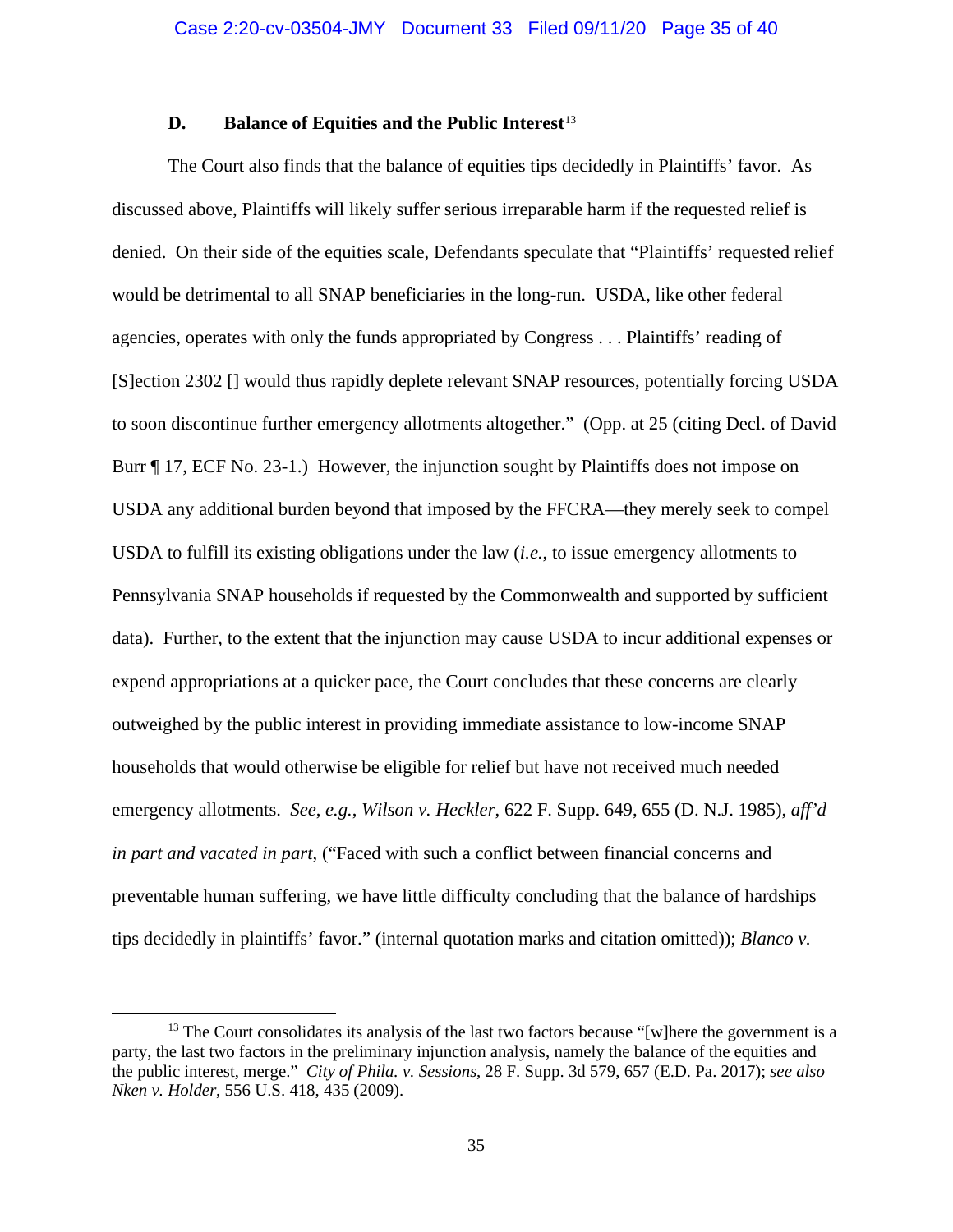### D. Balance of Equities and the Public Interest[13]

The Court also finds that the balance of equities tips decidedly in Plaintiffs' favor. As discussed above, Plaintiffs will likely suffer serious irreparable harm if the requested relief is denied. On their side of the equities scale, Defendants speculate that "Plaintiffs' requested relief would be detrimental to all SNAP beneficiaries in the long-run. USDA, like other federal agencies, operates with only the funds appropriated by Congress . . . Plaintiffs' reading of [S]ection 2302 [] would thus rapidly deplete relevant SNAP resources, potentially forcing USDA to soon discontinue further emergency allotments altogether." (Opp. at 25 (citing Decl. of David Burr ¶ 17, ECF No. 23-1.) However, the injunction sought by Plaintiffs does not impose on USDA any additional burden beyond that imposed by the FFCRA—they merely seek to compel USDA to fulfill its existing obligations under the law (*i.e.*, to issue emergency allotments to Pennsylvania SNAP households if requested by the Commonwealth and supported by sufficient data). Further, to the extent that the injunction may cause USDA to incur additional expenses or expend appropriations at a quicker pace, the Court concludes that these concerns are clearly outweighed by the public interest in providing immediate assistance to low-income SNAP households that would otherwise be eligible for relief but have not received much needed emergency allotments. *See, e.g.*, *Wilson v. Heckler*, 622 F. Supp. 649, 655 (D. N.J. 1985), *aff'd in part and vacated in part*, ("Faced with such a conflict between financial concerns and preventable human suffering, we have little difficulty concluding that the balance of hardships tips decidedly in plaintiffs' favor." (internal quotation marks and citation omitted)); *Blanco v.*

---

[13] The Court consolidates its analysis of the last two factors because "[w]here the government is a party, the last two factors in the preliminary injunction analysis, namely the balance of the equities and the public interest, merge." *City of Phila. v. Sessions*, 28 F. Supp. 3d 579, 657 (E.D. Pa. 2017); *see also Nken v. Holder*, 556 U.S. 418, 435 (2009).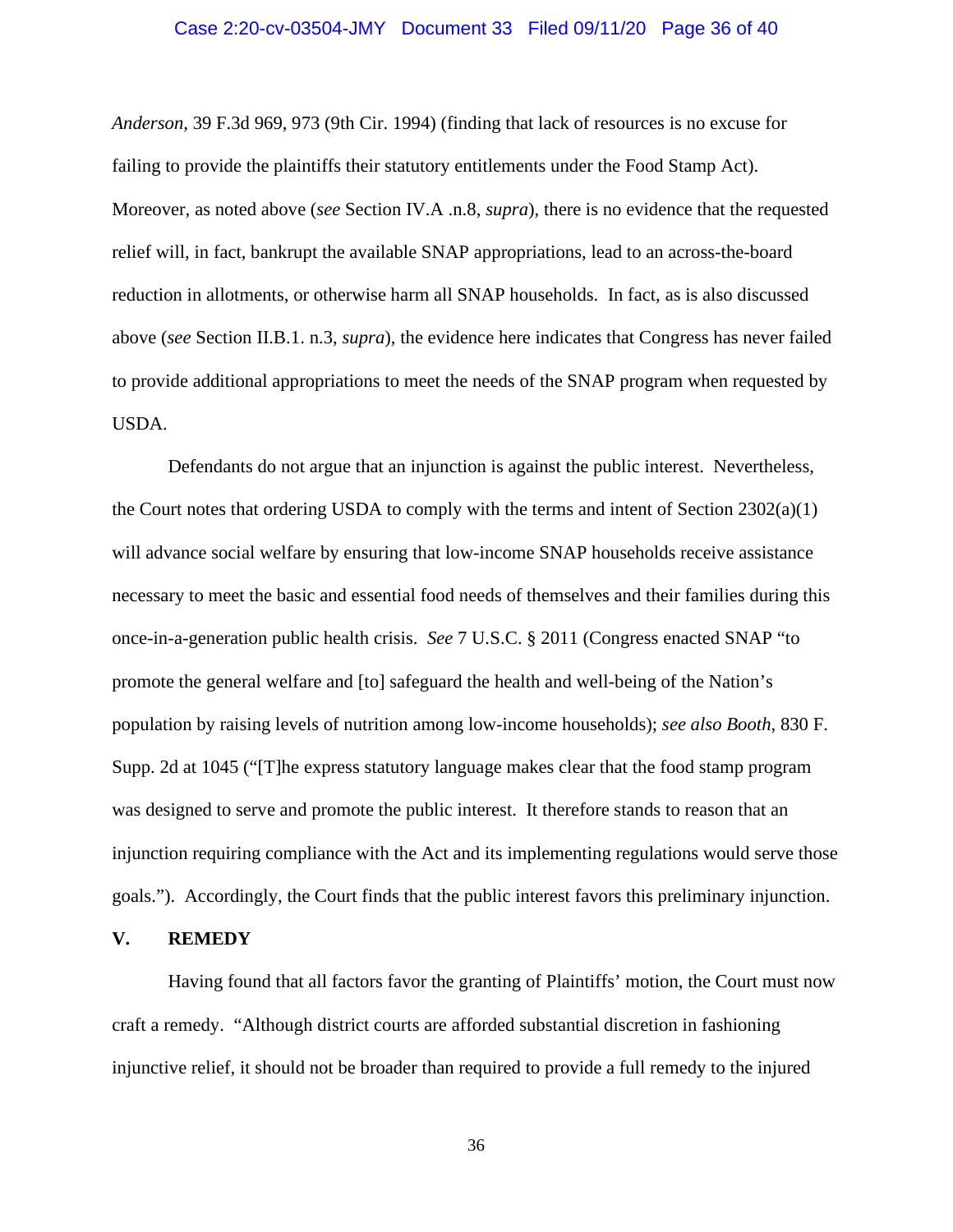*Anderson*, 39 F.3d 969, 973 (9th Cir. 1994) (finding that lack of resources is no excuse for failing to provide the plaintiffs their statutory entitlements under the Food Stamp Act). Moreover, as noted above (*see* Section IV.A .n.8, *supra*), there is no evidence that the requested relief will, in fact, bankrupt the available SNAP appropriations, lead to an across-the-board reduction in allotments, or otherwise harm all SNAP households. In fact, as is also discussed above (*see* Section II.B.1. n.3, *supra*), the evidence here indicates that Congress has never failed to provide additional appropriations to meet the needs of the SNAP program when requested by USDA.

Defendants do not argue that an injunction is against the public interest. Nevertheless, the Court notes that ordering USDA to comply with the terms and intent of Section 2302(a)(1) will advance social welfare by ensuring that low-income SNAP households receive assistance necessary to meet the basic and essential food needs of themselves and their families during this once-in-a-generation public health crisis. *See* 7 U.S.C. § 2011 (Congress enacted SNAP "to promote the general welfare and [to] safeguard the health and well-being of the Nation's population by raising levels of nutrition among low-income households); *see also Booth*, 830 F. Supp. 2d at 1045 ("[T]he express statutory language makes clear that the food stamp program was designed to serve and promote the public interest. It therefore stands to reason that an injunction requiring compliance with the Act and its implementing regulations would serve those goals."). Accordingly, the Court finds that the public interest favors this preliminary injunction.

## V. REMEDY

Having found that all factors favor the granting of Plaintiffs' motion, the Court must now craft a remedy. "Although district courts are afforded substantial discretion in fashioning injunctive relief, it should not be broader than required to provide a full remedy to the injured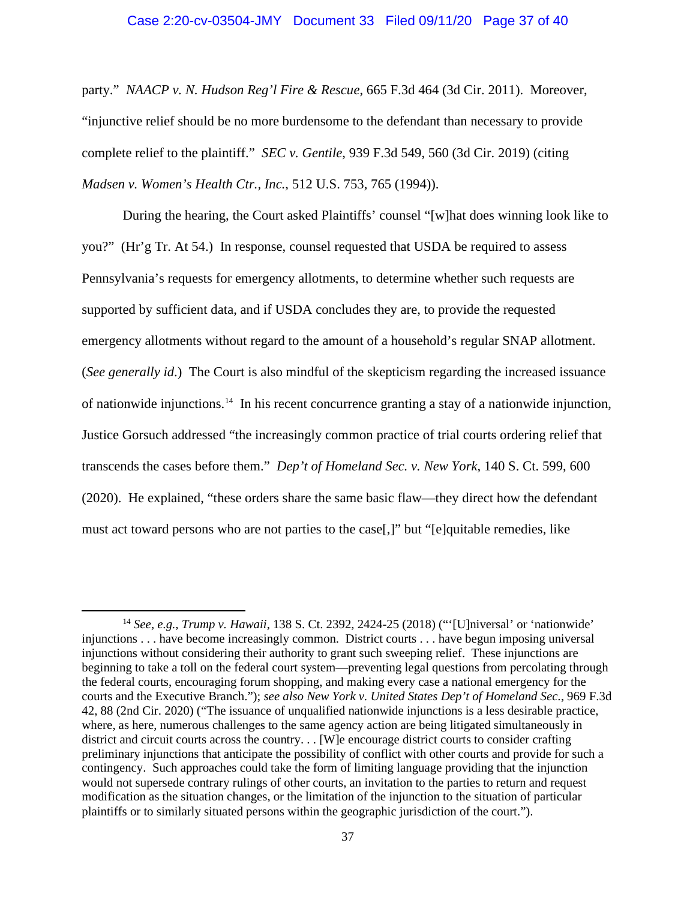party." *NAACP v. N. Hudson Reg'l Fire & Rescue*, 665 F.3d 464 (3d Cir. 2011). Moreover, "injunctive relief should be no more burdensome to the defendant than necessary to provide complete relief to the plaintiff." *SEC v. Gentile*, 939 F.3d 549, 560 (3d Cir. 2019) (citing *Madsen v. Women's Health Ctr., Inc.*, 512 U.S. 753, 765 (1994)).

During the hearing, the Court asked Plaintiffs' counsel "[w]hat does winning look like to you?" (Hr'g Tr. At 54.) In response, counsel requested that USDA be required to assess Pennsylvania's requests for emergency allotments, to determine whether such requests are supported by sufficient data, and if USDA concludes they are, to provide the requested emergency allotments without regard to the amount of a household's regular SNAP allotment. (*See generally id*.) The Court is also mindful of the skepticism regarding the increased issuance of nationwide injunctions.[14] In his recent concurrence granting a stay of a nationwide injunction, Justice Gorsuch addressed "the increasingly common practice of trial courts ordering relief that transcends the cases before them." *Dep't of Homeland Sec. v. New York*, 140 S. Ct. 599, 600 (2020). He explained, "these orders share the same basic flaw—they direct how the defendant must act toward persons who are not parties to the case[,]" but "[e]quitable remedies, like

---

[14] *See, e.g., Trump v. Hawaii*, 138 S. Ct. 2392, 2424-25 (2018) ("'[U]niversal' or 'nationwide' injunctions . . . have become increasingly common. District courts . . . have begun imposing universal injunctions without considering their authority to grant such sweeping relief. These injunctions are beginning to take a toll on the federal court system—preventing legal questions from percolating through the federal courts, encouraging forum shopping, and making every case a national emergency for the courts and the Executive Branch."); *see also New York v. United States Dep't of Homeland Sec.*, 969 F.3d 42, 88 (2nd Cir. 2020) ("The issuance of unqualified nationwide injunctions is a less desirable practice, where, as here, numerous challenges to the same agency action are being litigated simultaneously in district and circuit courts across the country. . . [W]e encourage district courts to consider crafting preliminary injunctions that anticipate the possibility of conflict with other courts and provide for such a contingency. Such approaches could take the form of limiting language providing that the injunction would not supersede contrary rulings of other courts, an invitation to the parties to return and request modification as the situation changes, or the limitation of the injunction to the situation of particular plaintiffs or to similarly situated persons within the geographic jurisdiction of the court.").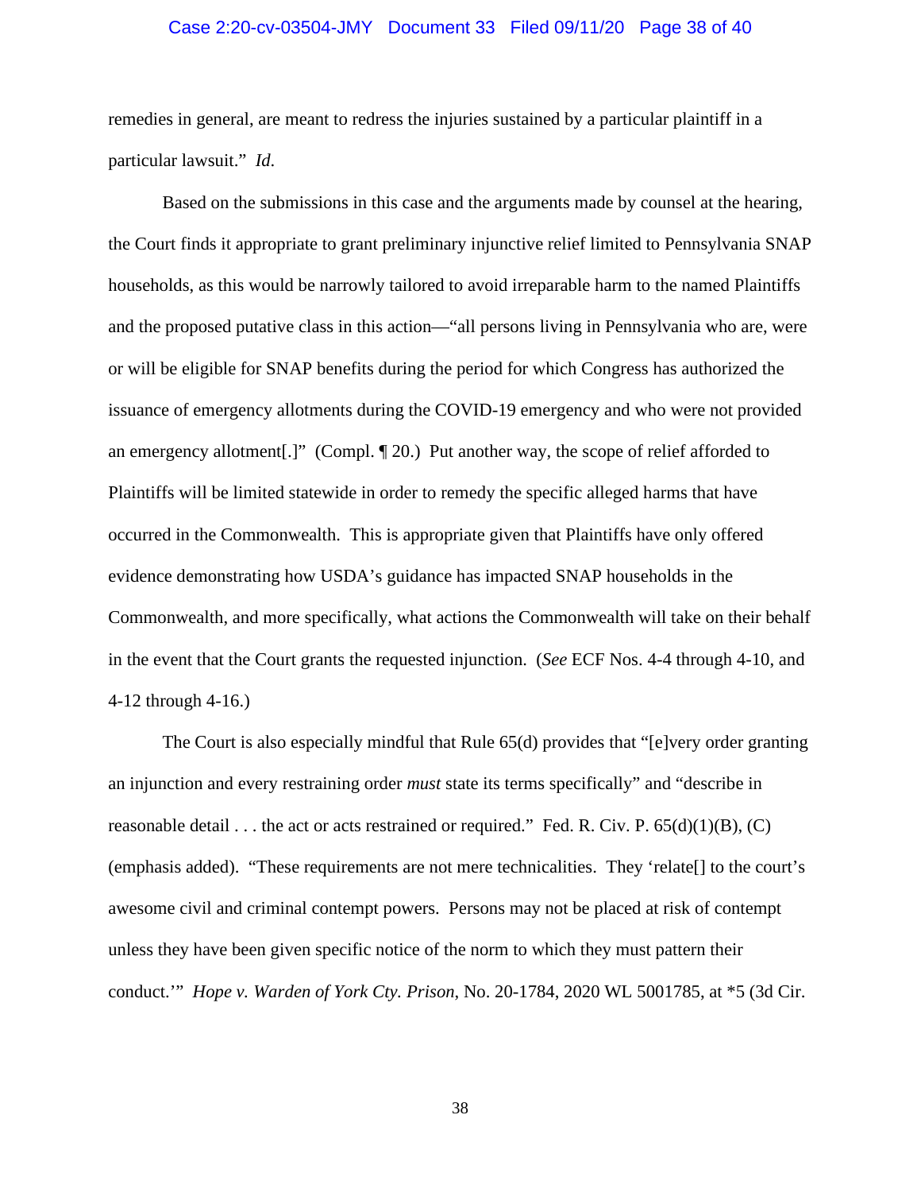remedies in general, are meant to redress the injuries sustained by a particular plaintiff in a particular lawsuit." *Id.*

Based on the submissions in this case and the arguments made by counsel at the hearing, the Court finds it appropriate to grant preliminary injunctive relief limited to Pennsylvania SNAP households, as this would be narrowly tailored to avoid irreparable harm to the named Plaintiffs and the proposed putative class in this action—"all persons living in Pennsylvania who are, were or will be eligible for SNAP benefits during the period for which Congress has authorized the issuance of emergency allotments during the COVID-19 emergency and who were not provided an emergency allotment[.]" (Compl. ¶ 20.) Put another way, the scope of relief afforded to Plaintiffs will be limited statewide in order to remedy the specific alleged harms that have occurred in the Commonwealth. This is appropriate given that Plaintiffs have only offered evidence demonstrating how USDA's guidance has impacted SNAP households in the Commonwealth, and more specifically, what actions the Commonwealth will take on their behalf in the event that the Court grants the requested injunction. (*See* ECF Nos. 4-4 through 4-10, and 4-12 through 4-16.)

The Court is also especially mindful that Rule 65(d) provides that "[e]very order granting an injunction and every restraining order *must* state its terms specifically" and "describe in reasonable detail . . . the act or acts restrained or required." Fed. R. Civ. P. 65(d)(1)(B), (C) (emphasis added). "These requirements are not mere technicalities. They 'relate[] to the court's awesome civil and criminal contempt powers. Persons may not be placed at risk of contempt unless they have been given specific notice of the norm to which they must pattern their conduct.'" *Hope v. Warden of York Cty. Prison*, No. 20-1784, 2020 WL 5001785, at *5 (3d Cir.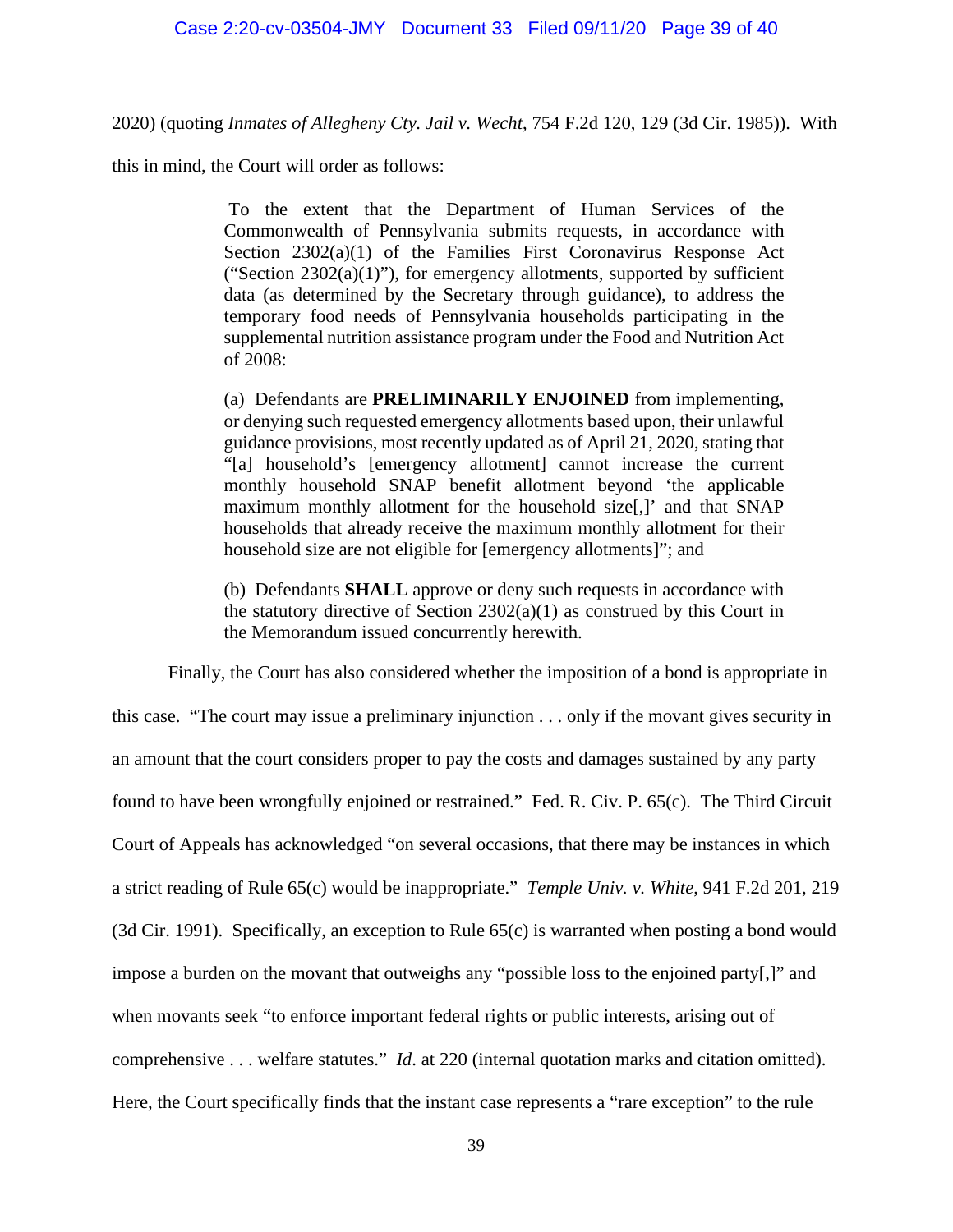2020) (quoting *Inmates of Allegheny Cty. Jail v. Wecht*, 754 F.2d 120, 129 (3d Cir. 1985)). With this in mind, the Court will order as follows:

> To the extent that the Department of Human Services of the Commonwealth of Pennsylvania submits requests, in accordance with Section 2302(a)(1) of the Families First Coronavirus Response Act ("Section 2302(a)(1)"), for emergency allotments, supported by sufficient data (as determined by the Secretary through guidance), to address the temporary food needs of Pennsylvania households participating in the supplemental nutrition assistance program under the Food and Nutrition Act of 2008:
>
> (a) Defendants are **PRELIMINARILY ENJOINED** from implementing, or denying such requested emergency allotments based upon, their unlawful guidance provisions, most recently updated as of April 21, 2020, stating that "[a] household's [emergency allotment] cannot increase the current monthly household SNAP benefit allotment beyond 'the applicable maximum monthly allotment for the household size[,]' and that SNAP households that already receive the maximum monthly allotment for their household size are not eligible for [emergency allotments]"; and
>
> (b) Defendants **SHALL** approve or deny such requests in accordance with the statutory directive of Section 2302(a)(1) as construed by this Court in the Memorandum issued concurrently herewith.

Finally, the Court has also considered whether the imposition of a bond is appropriate in this case. "The court may issue a preliminary injunction . . . only if the movant gives security in an amount that the court considers proper to pay the costs and damages sustained by any party found to have been wrongfully enjoined or restrained." Fed. R. Civ. P. 65(c). The Third Circuit Court of Appeals has acknowledged "on several occasions, that there may be instances in which a strict reading of Rule 65(c) would be inappropriate." *Temple Univ. v. White*, 941 F.2d 201, 219 (3d Cir. 1991). Specifically, an exception to Rule 65(c) is warranted when posting a bond would impose a burden on the movant that outweighs any "possible loss to the enjoined party[,]" and when movants seek "to enforce important federal rights or public interests, arising out of comprehensive . . . welfare statutes." *Id*. at 220 (internal quotation marks and citation omitted). Here, the Court specifically finds that the instant case represents a "rare exception" to the rule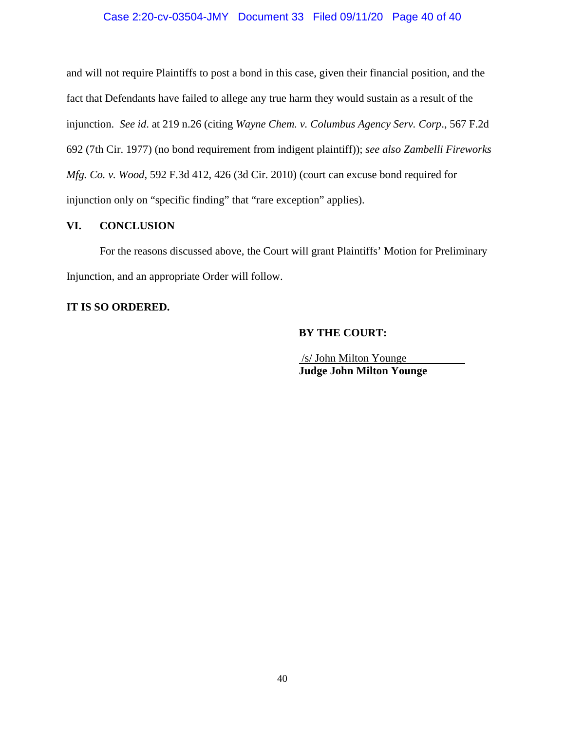and will not require Plaintiffs to post a bond in this case, given their financial position, and the fact that Defendants have failed to allege any true harm they would sustain as a result of the injunction. *See id.* at 219 n.26 (citing *Wayne Chem. v. Columbus Agency Serv. Corp*., 567 F.2d 692 (7th Cir. 1977) (no bond requirement from indigent plaintiff)); *see also Zambelli Fireworks Mfg. Co. v. Wood*, 592 F.3d 412, 426 (3d Cir. 2010) (court can excuse bond required for injunction only on "specific finding" that "rare exception" applies).

## VI. CONCLUSION

For the reasons discussed above, the Court will grant Plaintiffs' Motion for Preliminary Injunction, and an appropriate Order will follow.

**IT IS SO ORDERED.**

**BY THE COURT:**

/s/ John Milton Younge
**Judge John Milton Younge**